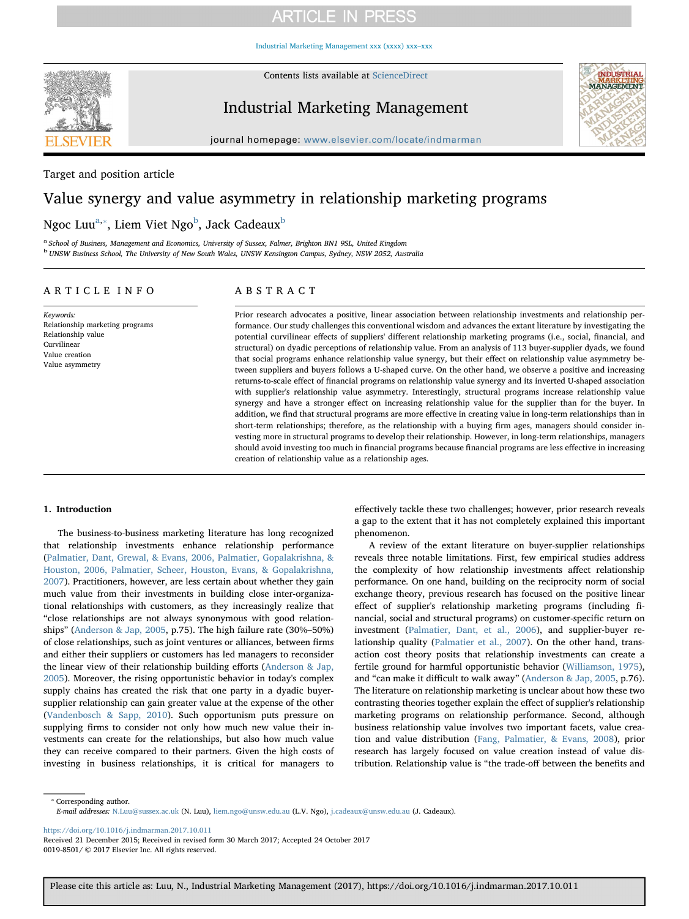Target and position article

# Value synergy and value asymmetry in relationship marketing programs

Ngoc Luu[a,*], Liem Viet Ngo[b], Jack Cadeaux[b]

[a] School of Business, Management and Economics, University of Sussex, Falmer, Brighton BN1 9SL, United Kingdom

[b] UNSW Business School, The University of New South Wales, UNSW Kensington Campus, Sydney, NSW 2052, Australia

## ARTICLE INFO

*Keywords:*
Relationship marketing programs
Relationship value
Curvilinear
Value creation
Value asymmetry

## ABSTRACT

Prior research advocates a positive, linear association between relationship investments and relationship performance. Our study challenges this conventional wisdom and advances the extant literature by investigating the potential curvilinear effects of suppliers' different relationship marketing programs (i.e., social, financial, and structural) on dyadic perceptions of relationship value. From an analysis of 113 buyer-supplier dyads, we found that social programs enhance relationship value synergy, but their effect on relationship value asymmetry between suppliers and buyers follows a U-shaped curve. On the other hand, we observe a positive and increasing returns-to-scale effect of financial programs on relationship value synergy and its inverted U-shaped association with supplier's relationship value asymmetry. Interestingly, structural programs increase relationship value synergy and have a stronger effect on increasing relationship value for the supplier than for the buyer. In addition, we find that structural programs are more effective in creating value in long-term relationships than in short-term relationships; therefore, as the relationship with a buying firm ages, managers should consider investing more in structural programs to develop their relationship. However, in long-term relationships, managers should avoid investing too much in financial programs because financial programs are less effective in increasing creation of relationship value as a relationship ages.

## 1. Introduction

The business-to-business marketing literature has long recognized that relationship investments enhance relationship performance (Palmatier, Dant, Grewal, & Evans, 2006, Palmatier, Gopalakrishna, & Houston, 2006, Palmatier, Scheer, Houston, Evans, & Gopalakrishna, 2007). Practitioners, however, are less certain about whether they gain much value from their investments in building close inter-organizational relationships with customers, as they increasingly realize that "close relationships are not always synonymous with good relationships" (Anderson & Jap, 2005, p.75). The high failure rate (30%–50%) of close relationships, such as joint ventures or alliances, between firms and either their suppliers or customers has led managers to reconsider the linear view of their relationship building efforts (Anderson & Jap, 2005). Moreover, the rising opportunistic behavior in today's complex supply chains has created the risk that one party in a dyadic buyer-supplier relationship can gain greater value at the expense of the other (Vandenbosch & Sapp, 2010). Such opportunism puts pressure on supplying firms to consider not only how much new value their investments can create for the relationships, but also how much value they can receive compared to their partners. Given the high costs of investing in business relationships, it is critical for managers to effectively tackle these two challenges; however, prior research reveals a gap to the extent that it has not completely explained this important phenomenon.

A review of the extant literature on buyer-supplier relationships reveals three notable limitations. First, few empirical studies address the complexity of how relationship investments affect relationship performance. On one hand, building on the reciprocity norm of social exchange theory, previous research has focused on the positive linear effect of supplier's relationship marketing programs (including financial, social and structural programs) on customer-specific return on investment (Palmatier, Dant, et al., 2006), and supplier-buyer relationship quality (Palmatier et al., 2007). On the other hand, transaction cost theory posits that relationship investments can create a fertile ground for harmful opportunistic behavior (Williamson, 1975), and "can make it difficult to walk away" (Anderson & Jap, 2005, p.76). The literature on relationship marketing is unclear about how these two contrasting theories together explain the effect of supplier's relationship marketing programs on relationship performance. Second, although business relationship value involves two important facets, value creation and value distribution (Fang, Palmatier, & Evans, 2008), prior research has largely focused on value creation instead of value distribution. Relationship value is "the trade-off between the benefits and

---

* Corresponding author.
*E-mail addresses:* N.Luu@sussex.ac.uk (N. Luu), liem.ngo@unsw.edu.au (L.V. Ngo), j.cadeaux@unsw.edu.au (J. Cadeaux).

https://doi.org/10.1016/j.indmarman.2017.10.011
Received 21 December 2015; Received in revised form 30 March 2017; Accepted 24 October 2017
0019-8501/ © 2017 Elsevier Inc. All rights reserved.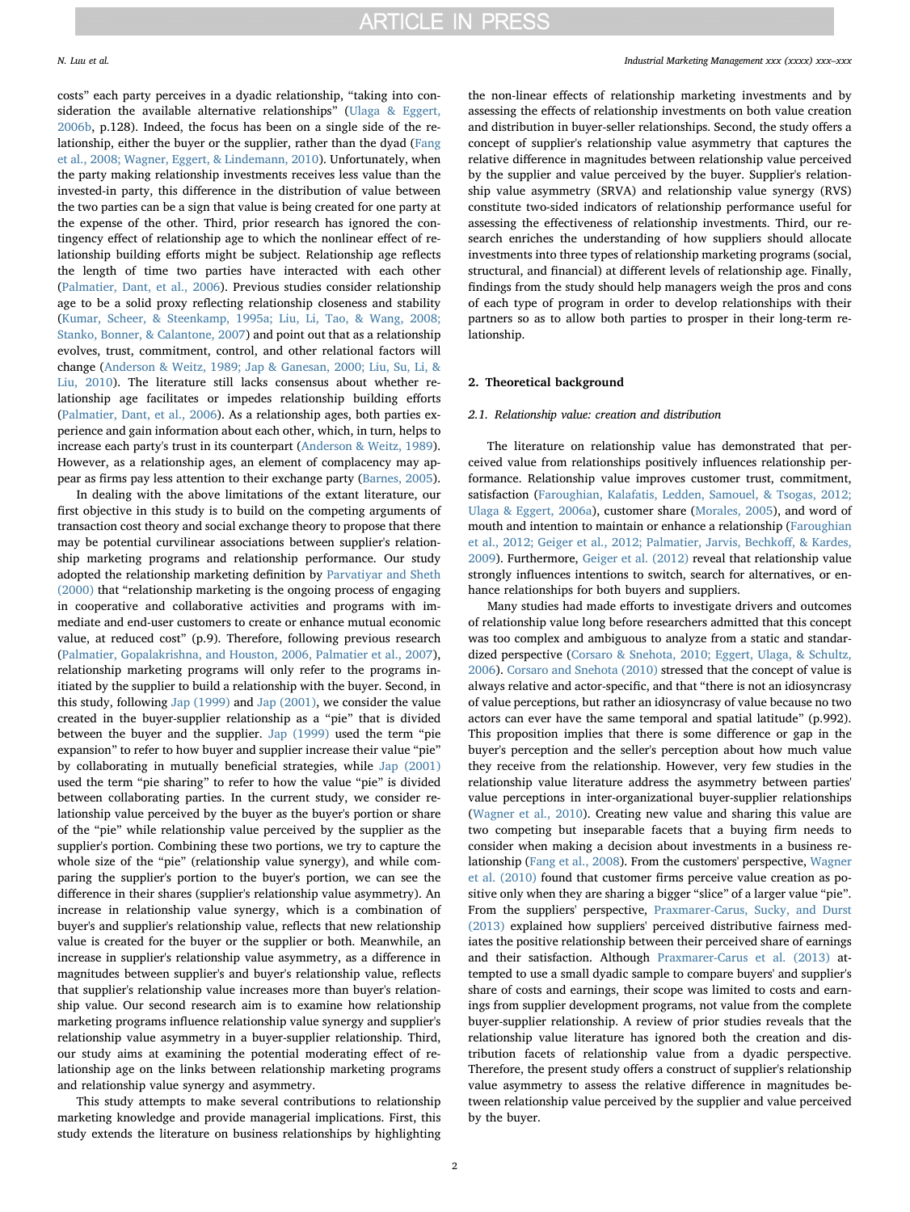costs" each party perceives in a dyadic relationship, "taking into consideration the available alternative relationships" (Ulaga & Eggert, 2006b, p.128). Indeed, the focus has been on a single side of the relationship, either the buyer or the supplier, rather than the dyad (Fang et al., 2008; Wagner, Eggert, & Lindemann, 2010). Unfortunately, when the party making relationship investments receives less value than the invested-in party, this difference in the distribution of value between the two parties can be a sign that value is being created for one party at the expense of the other. Third, prior research has ignored the contingency effect of relationship age to which the nonlinear effect of relationship building efforts might be subject. Relationship age reflects the length of time two parties have interacted with each other (Palmatier, Dant, et al., 2006). Previous studies consider relationship age to be a solid proxy reflecting relationship closeness and stability (Kumar, Scheer, & Steenkamp, 1995a; Liu, Li, Tao, & Wang, 2008; Stanko, Bonner, & Calantone, 2007) and point out that as a relationship evolves, trust, commitment, control, and other relational factors will change (Anderson & Weitz, 1989; Jap & Ganesan, 2000; Liu, Su, Li, & Liu, 2010). The literature still lacks consensus about whether relationship age facilitates or impedes relationship building efforts (Palmatier, Dant, et al., 2006). As a relationship ages, both parties experience and gain information about each other, which, in turn, helps to increase each party's trust in its counterpart (Anderson & Weitz, 1989). However, as a relationship ages, an element of complacency may appear as firms pay less attention to their exchange party (Barnes, 2005).

In dealing with the above limitations of the extant literature, our first objective in this study is to build on the competing arguments of transaction cost theory and social exchange theory to propose that there may be potential curvilinear associations between supplier's relationship marketing programs and relationship performance. Our study adopted the relationship marketing definition by Parvatiyar and Sheth (2000) that "relationship marketing is the ongoing process of engaging in cooperative and collaborative activities and programs with immediate and end-user customers to create or enhance mutual economic value, at reduced cost" (p.9). Therefore, following previous research (Palmatier, Gopalakrishna, and Houston, 2006, Palmatier et al., 2007), relationship marketing programs will only refer to the programs initiated by the supplier to build a relationship with the buyer. Second, in this study, following Jap (1999) and Jap (2001), we consider the value created in the buyer-supplier relationship as a "pie" that is divided between the buyer and the supplier. Jap (1999) used the term "pie expansion" to refer to how buyer and supplier increase their value "pie" by collaborating in mutually beneficial strategies, while Jap (2001) used the term "pie sharing" to refer to how the value "pie" is divided between collaborating parties. In the current study, we consider relationship value perceived by the buyer as the buyer's portion or share of the "pie" while relationship value perceived by the supplier as the supplier's portion. Combining these two portions, we try to capture the whole size of the "pie" (relationship value synergy), and while comparing the supplier's portion to the buyer's portion, we can see the difference in their shares (supplier's relationship value asymmetry). An increase in relationship value synergy, which is a combination of buyer's and supplier's relationship value, reflects that new relationship value is created for the buyer or the supplier or both. Meanwhile, an increase in supplier's relationship value asymmetry, as a difference in magnitudes between supplier's and buyer's relationship value, reflects that supplier's relationship value increases more than buyer's relationship value. Our second research aim is to examine how relationship marketing programs influence relationship value synergy and supplier's relationship value asymmetry in a buyer-supplier relationship. Third, our study aims at examining the potential moderating effect of relationship age on the links between relationship marketing programs and relationship value synergy and asymmetry.

This study attempts to make several contributions to relationship marketing knowledge and provide managerial implications. First, this study extends the literature on business relationships by highlighting the non-linear effects of relationship marketing investments and by assessing the effects of relationship investments on both value creation and distribution in buyer-seller relationships. Second, the study offers a concept of supplier's relationship value asymmetry that captures the relative difference in magnitudes between relationship value perceived by the supplier and value perceived by the buyer. Supplier's relationship value asymmetry (SRVA) and relationship value synergy (RVS) constitute two-sided indicators of relationship performance useful for assessing the effectiveness of relationship investments. Third, our research enriches the understanding of how suppliers should allocate investments into three types of relationship marketing programs (social, structural, and financial) at different levels of relationship age. Finally, findings from the study should help managers weigh the pros and cons of each type of program in order to develop relationships with their partners so as to allow both parties to prosper in their long-term relationship.

## 2. Theoretical background

### 2.1. Relationship value: creation and distribution

The literature on relationship value has demonstrated that perceived value from relationships positively influences relationship performance. Relationship value improves customer trust, commitment, satisfaction (Faroughian, Kalafatis, Ledden, Samouel, & Tsogas, 2012; Ulaga & Eggert, 2006a), customer share (Morales, 2005), and word of mouth and intention to maintain or enhance a relationship (Faroughian et al., 2012; Geiger et al., 2012; Palmatier, Jarvis, Bechkoff, & Kardes, 2009). Furthermore, Geiger et al. (2012) reveal that relationship value strongly influences intentions to switch, search for alternatives, or enhance relationships for both buyers and suppliers.

Many studies had made efforts to investigate drivers and outcomes of relationship value long before researchers admitted that this concept was too complex and ambiguous to analyze from a static and standardized perspective (Corsaro & Snehota, 2010; Eggert, Ulaga, & Schultz, 2006). Corsaro and Snehota (2010) stressed that the concept of value is always relative and actor-specific, and that "there is not an idiosyncrasy of value perceptions, but rather an idiosyncrasy of value because no two actors can ever have the same temporal and spatial latitude" (p.992). This proposition implies that there is some difference or gap in the buyer's perception and the seller's perception about how much value they receive from the relationship. However, very few studies in the relationship value literature address the asymmetry between parties' value perceptions in inter-organizational buyer-supplier relationships (Wagner et al., 2010). Creating new value and sharing this value are two competing but inseparable facets that a buying firm needs to consider when making a decision about investments in a business relationship (Fang et al., 2008). From the customers' perspective, Wagner et al. (2010) found that customer firms perceive value creation as positive only when they are sharing a bigger "slice" of a larger value "pie". From the suppliers' perspective, Praxmarer-Carus, Sucky, and Durst (2013) explained how suppliers' perceived distributive fairness mediates the positive relationship between their perceived share of earnings and their satisfaction. Although Praxmarer-Carus et al. (2013) attempted to use a small dyadic sample to compare buyers' and supplier's share of costs and earnings, their scope was limited to costs and earnings from supplier development programs, not value from the complete buyer-supplier relationship. A review of prior studies reveals that the relationship value literature has ignored both the creation and distribution facets of relationship value from a dyadic perspective. Therefore, the present study offers a construct of supplier's relationship value asymmetry to assess the relative difference in magnitudes between relationship value perceived by the supplier and value perceived by the buyer.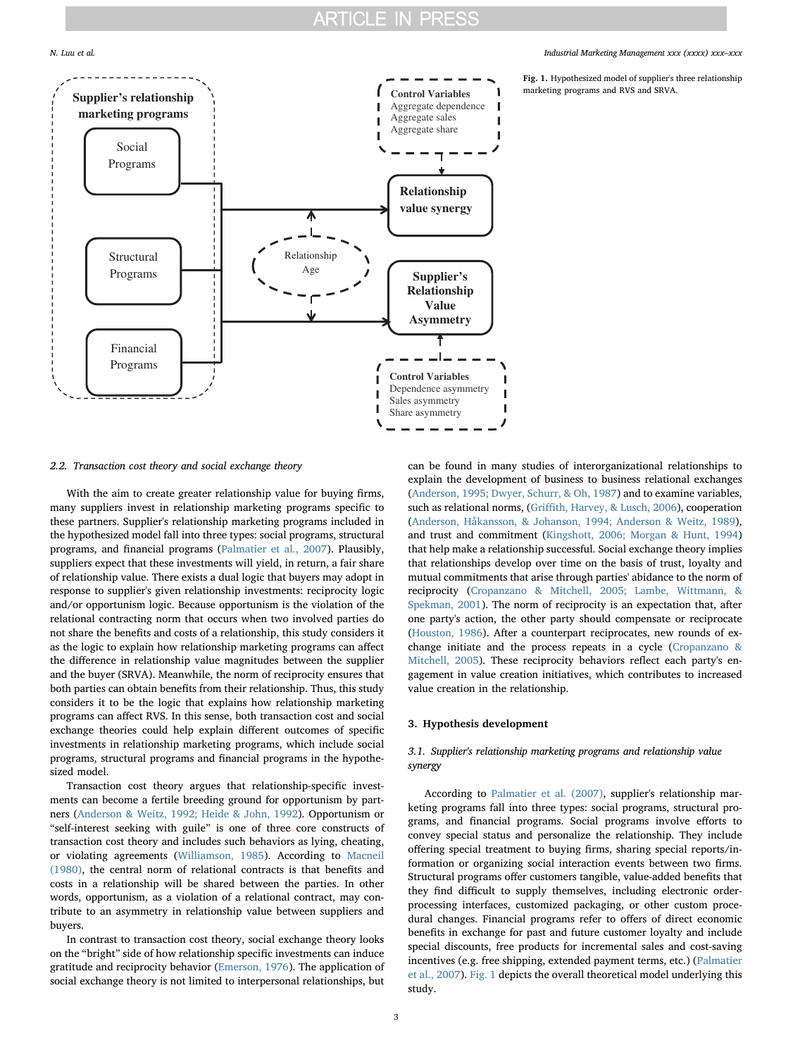Fig. 1. Hypothesized model of supplier's three relationship marketing programs and RVS and SRVA.

### 2.2. Transaction cost theory and social exchange theory

With the aim to create greater relationship value for buying firms, many suppliers invest in relationship marketing programs specific to these partners. Supplier's relationship marketing programs included in the hypothesized model fall into three types: social programs, structural programs, and financial programs (Palmatier et al., 2007). Plausibly, suppliers expect that these investments will yield, in return, a fair share of relationship value. There exists a dual logic that buyers may adopt in response to supplier's given relationship investments: reciprocity logic and/or opportunism logic. Because opportunism is the violation of the relational contracting norm that occurs when two involved parties do not share the benefits and costs of a relationship, this study considers it as the logic to explain how relationship marketing programs can affect the difference in relationship value magnitudes between the supplier and the buyer (SRVA). Meanwhile, the norm of reciprocity ensures that both parties can obtain benefits from their relationship. Thus, this study considers it to be the logic that explains how relationship marketing programs can affect RVS. In this sense, both transaction cost and social exchange theories could help explain different outcomes of specific investments in relationship marketing programs, which include social programs, structural programs and financial programs in the hypothesized model.

Transaction cost theory argues that relationship-specific investments can become a fertile breeding ground for opportunism by partners (Anderson & Weitz, 1992; Heide & John, 1992). Opportunism or "self-interest seeking with guile" is one of three core constructs of transaction cost theory and includes such behaviors as lying, cheating, or violating agreements (Williamson, 1985). According to Macneil (1980), the central norm of relational contracts is that benefits and costs in a relationship will be shared between the parties. In other words, opportunism, as a violation of a relational contract, may contribute to an asymmetry in relationship value between suppliers and buyers.

In contrast to transaction cost theory, social exchange theory looks on the "bright" side of how relationship specific investments can induce gratitude and reciprocity behavior (Emerson, 1976). The application of social exchange theory is not limited to interpersonal relationships, but can be found in many studies of interorganizational relationships to explain the development of business to business relational exchanges (Anderson, 1995; Dwyer, Schurr, & Oh, 1987) and to examine variables, such as relational norms, (Griffith, Harvey, & Lusch, 2006), cooperation (Anderson, Håkansson, & Johanson, 1994; Anderson & Weitz, 1989), and trust and commitment (Kingshott, 2006; Morgan & Hunt, 1994) that help make a relationship successful. Social exchange theory implies that relationships develop over time on the basis of trust, loyalty and mutual commitments that arise through parties' abidance to the norm of reciprocity (Cropanzano & Mitchell, 2005; Lambe, Wittmann, & Spekman, 2001). The norm of reciprocity is an expectation that, after one party's action, the other party should compensate or reciprocate (Houston, 1986). After a counterpart reciprocates, new rounds of exchange initiate and the process repeats in a cycle (Cropanzano & Mitchell, 2005). These reciprocity behaviors reflect each party's engagement in value creation initiatives, which contributes to increased value creation in the relationship.

## 3. Hypothesis development

### 3.1. Supplier's relationship marketing programs and relationship value synergy

According to Palmatier et al. (2007), supplier's relationship marketing programs fall into three types: social programs, structural programs, and financial programs. Social programs involve efforts to convey special status and personalize the relationship. They include offering special treatment to buying firms, sharing special reports/information or organizing social interaction events between two firms. Structural programs offer customers tangible, value-added benefits that they find difficult to supply themselves, including electronic order-processing interfaces, customized packaging, or other custom procedural changes. Financial programs refer to offers of direct economic benefits in exchange for past and future customer loyalty and include special discounts, free products for incremental sales and cost-saving incentives (e.g. free shipping, extended payment terms, etc.) (Palmatier et al., 2007). Fig. 1 depicts the overall theoretical model underlying this study.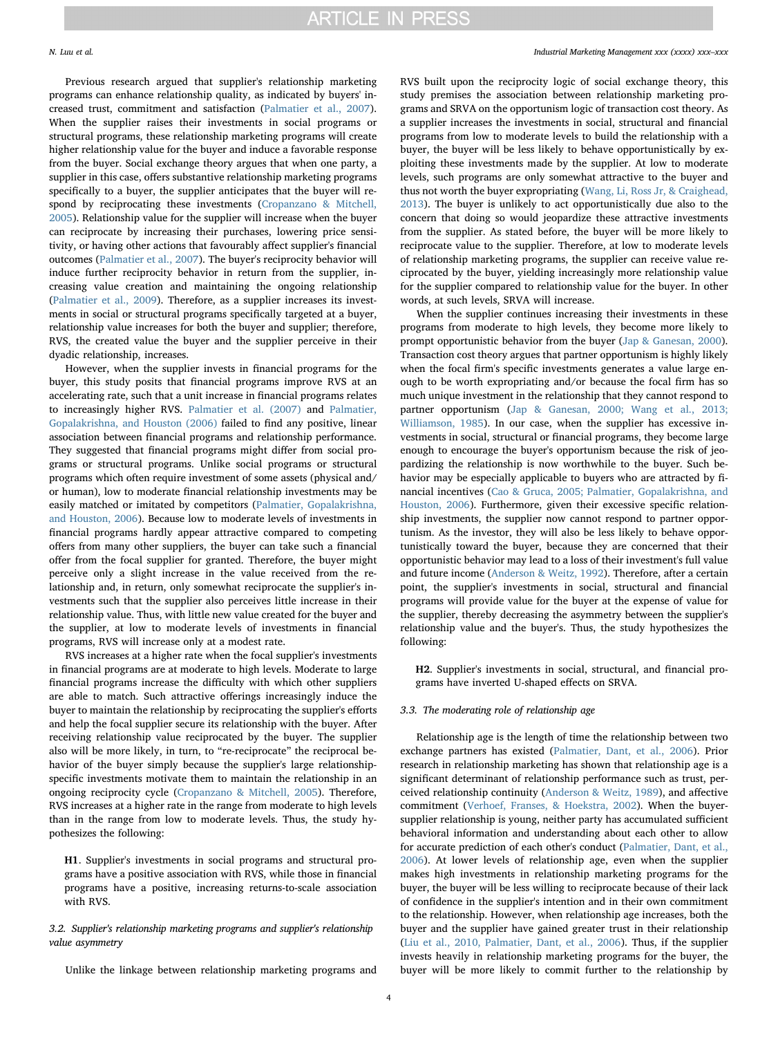Previous research argued that supplier's relationship marketing programs can enhance relationship quality, as indicated by buyers' increased trust, commitment and satisfaction (Palmatier et al., 2007). When the supplier raises their investments in social programs or structural programs, these relationship marketing programs will create higher relationship value for the buyer and induce a favorable response from the buyer. Social exchange theory argues that when one party, a supplier in this case, offers substantive relationship marketing programs specifically to a buyer, the supplier anticipates that the buyer will respond by reciprocating these investments (Cropanzano & Mitchell, 2005). Relationship value for the supplier will increase when the buyer can reciprocate by increasing their purchases, lowering price sensitivity, or having other actions that favourably affect supplier's financial outcomes (Palmatier et al., 2007). The buyer's reciprocity behavior will induce further reciprocity behavior in return from the supplier, increasing value creation and maintaining the ongoing relationship (Palmatier et al., 2009). Therefore, as a supplier increases its investments in social or structural programs specifically targeted at a buyer, relationship value increases for both the buyer and supplier; therefore, RVS, the created value the buyer and the supplier perceive in their dyadic relationship, increases.

However, when the supplier invests in financial programs for the buyer, this study posits that financial programs improve RVS at an accelerating rate, such that a unit increase in financial programs relates to increasingly higher RVS. Palmatier et al. (2007) and Palmatier, Gopalakrishna, and Houston (2006) failed to find any positive, linear association between financial programs and relationship performance. They suggested that financial programs might differ from social programs or structural programs. Unlike social programs or structural programs which often require investment of some assets (physical and/or human), low to moderate financial relationship investments may be easily matched or imitated by competitors (Palmatier, Gopalakrishna, and Houston, 2006). Because low to moderate levels of investments in financial programs hardly appear attractive compared to competing offers from many other suppliers, the buyer can take such a financial offer from the focal supplier for granted. Therefore, the buyer might perceive only a slight increase in the value received from the relationship and, in return, only somewhat reciprocate the supplier's investments such that the supplier also perceives little increase in their relationship value. Thus, with little new value created for the buyer and the supplier, at low to moderate levels of investments in financial programs, RVS will increase only at a modest rate.

RVS increases at a higher rate when the focal supplier's investments in financial programs are at moderate to high levels. Moderate to large financial programs increase the difficulty with which other suppliers are able to match. Such attractive offerings increasingly induce the buyer to maintain the relationship by reciprocating the supplier's efforts and help the focal supplier secure its relationship with the buyer. After receiving relationship value reciprocated by the buyer. The supplier also will be more likely, in turn, to "re-reciprocate" the reciprocal behavior of the buyer simply because the supplier's large relationship-specific investments motivate them to maintain the relationship in an ongoing reciprocity cycle (Cropanzano & Mitchell, 2005). Therefore, RVS increases at a higher rate in the range from moderate to high levels than in the range from low to moderate levels. Thus, the study hypothesizes the following:

**H1**. Supplier's investments in social programs and structural programs have a positive association with RVS, while those in financial programs have a positive, increasing returns-to-scale association with RVS.

### 3.2. Supplier's relationship marketing programs and supplier's relationship value asymmetry

Unlike the linkage between relationship marketing programs and RVS built upon the reciprocity logic of social exchange theory, this study premises the association between relationship marketing programs and SRVA on the opportunism logic of transaction cost theory. As a supplier increases the investments in social, structural and financial programs from low to moderate levels to build the relationship with a buyer, the buyer will be less likely to behave opportunistically by exploiting these investments made by the supplier. At low to moderate levels, such programs are only somewhat attractive to the buyer and thus not worth the buyer expropriating (Wang, Li, Ross Jr, & Craighead, 2013). The buyer is unlikely to act opportunistically due also to the concern that doing so would jeopardize these attractive investments from the supplier. As stated before, the buyer will be more likely to reciprocate value to the supplier. Therefore, at low to moderate levels of relationship marketing programs, the supplier can receive value reciprocated by the buyer, yielding increasingly more relationship value for the supplier compared to relationship value for the buyer. In other words, at such levels, SRVA will increase.

When the supplier continues increasing their investments in these programs from moderate to high levels, they become more likely to prompt opportunistic behavior from the buyer (Jap & Ganesan, 2000). Transaction cost theory argues that partner opportunism is highly likely when the focal firm's specific investments generates a value large enough to be worth expropriating and/or because the focal firm has so much unique investment in the relationship that they cannot respond to partner opportunism (Jap & Ganesan, 2000; Wang et al., 2013; Williamson, 1985). In our case, when the supplier has excessive investments in social, structural or financial programs, they become large enough to encourage the buyer's opportunism because the risk of jeopardizing the relationship is now worthwhile to the buyer. Such behavior may be especially applicable to buyers who are attracted by financial incentives (Cao & Gruca, 2005; Palmatier, Gopalakrishna, and Houston, 2006). Furthermore, given their excessive specific relationship investments, the supplier now cannot respond to partner opportunism. As the investor, they will also be less likely to behave opportunistically toward the buyer, because they are concerned that their opportunistic behavior may lead to a loss of their investment's full value and future income (Anderson & Weitz, 1992). Therefore, after a certain point, the supplier's investments in social, structural and financial programs will provide value for the buyer at the expense of value for the supplier, thereby decreasing the asymmetry between the supplier's relationship value and the buyer's. Thus, the study hypothesizes the following:

**H2**. Supplier's investments in social, structural, and financial programs have inverted U-shaped effects on SRVA.

### 3.3. The moderating role of relationship age

Relationship age is the length of time the relationship between two exchange partners has existed (Palmatier, Dant, et al., 2006). Prior research in relationship marketing has shown that relationship age is a significant determinant of relationship performance such as trust, perceived relationship continuity (Anderson & Weitz, 1989), and affective commitment (Verhoef, Franses, & Hoekstra, 2002). When the buyer-supplier relationship is young, neither party has accumulated sufficient behavioral information and understanding about each other to allow for accurate prediction of each other's conduct (Palmatier, Dant, et al., 2006). At lower levels of relationship age, even when the supplier makes high investments in relationship marketing programs for the buyer, the buyer will be less willing to reciprocate because of their lack of confidence in the supplier's intention and in their own commitment to the relationship. However, when relationship age increases, both the buyer and the supplier have gained greater trust in their relationship (Liu et al., 2010, Palmatier, Dant, et al., 2006). Thus, if the supplier invests heavily in relationship marketing programs for the buyer, the buyer will be more likely to commit further to the relationship by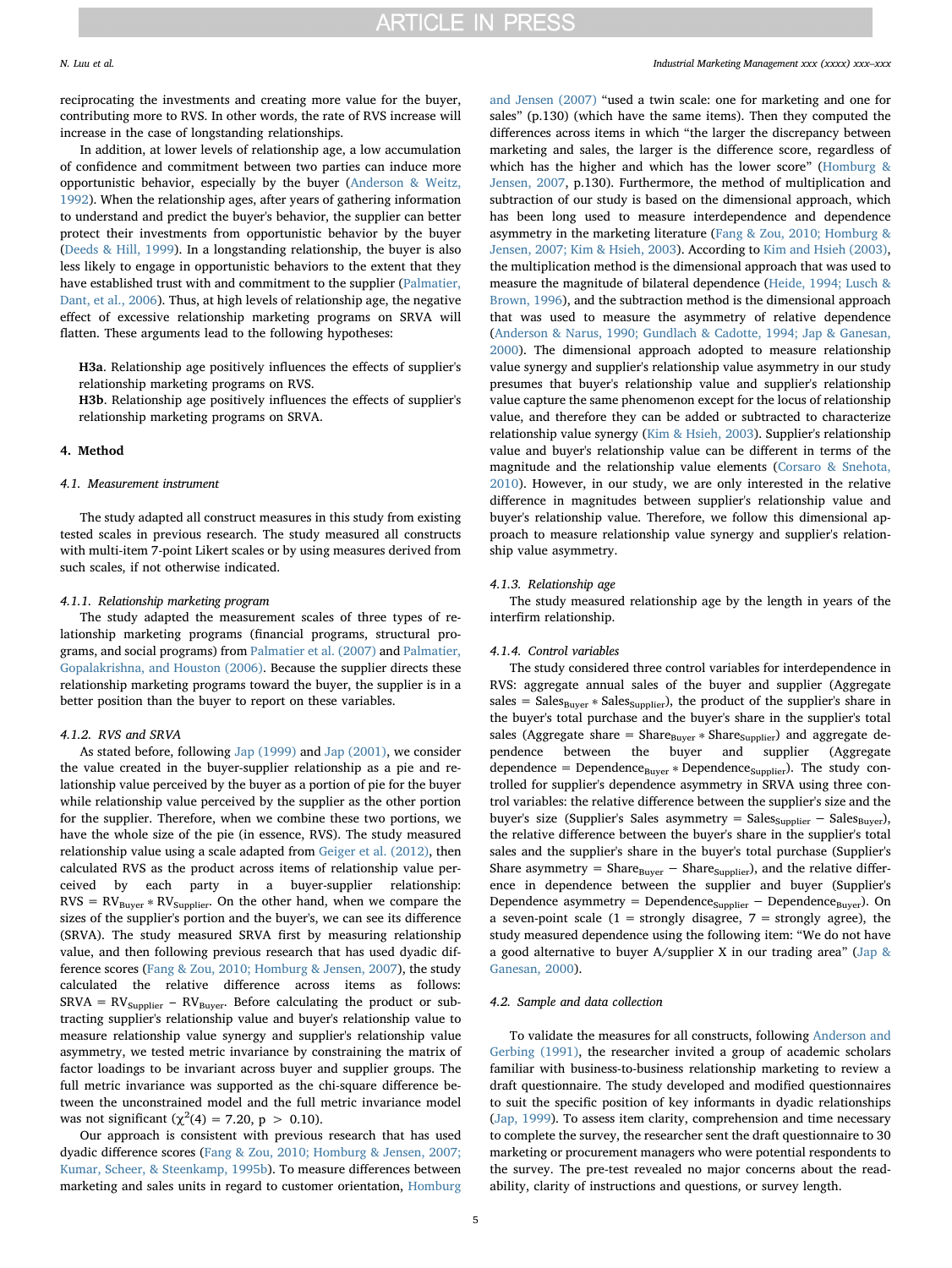reciprocating the investments and creating more value for the buyer, contributing more to RVS. In other words, the rate of RVS increase will increase in the case of longstanding relationships.

In addition, at lower levels of relationship age, a low accumulation of confidence and commitment between two parties can induce more opportunistic behavior, especially by the buyer (Anderson & Weitz, 1992). When the relationship ages, after years of gathering information to understand and predict the buyer's behavior, the supplier can better protect their investments from opportunistic behavior by the buyer (Deeds & Hill, 1999). In a longstanding relationship, the buyer is also less likely to engage in opportunistic behaviors to the extent that they have established trust with and commitment to the supplier (Palmatier, Dant, et al., 2006). Thus, at high levels of relationship age, the negative effect of excessive relationship marketing programs on SRVA will flatten. These arguments lead to the following hypotheses:

**H3a**. Relationship age positively influences the effects of supplier's relationship marketing programs on RVS.

**H3b**. Relationship age positively influences the effects of supplier's relationship marketing programs on SRVA.

## 4. Method

### 4.1. Measurement instrument

The study adapted all construct measures in this study from existing tested scales in previous research. The study measured all constructs with multi-item 7-point Likert scales or by using measures derived from such scales, if not otherwise indicated.

#### 4.1.1. Relationship marketing program

The study adapted the measurement scales of three types of relationship marketing programs (financial programs, structural programs, and social programs) from Palmatier et al. (2007) and Palmatier, Gopalakrishna, and Houston (2006). Because the supplier directs these relationship marketing programs toward the buyer, the supplier is in a better position than the buyer to report on these variables.

#### 4.1.2. RVS and SRVA

As stated before, following Jap (1999) and Jap (2001), we consider the value created in the buyer-supplier relationship as a pie and relationship value perceived by the buyer as a portion of pie for the buyer while relationship value perceived by the supplier as the other portion for the supplier. Therefore, when we combine these two portions, we have the whole size of the pie (in essence, RVS). The study measured relationship value using a scale adapted from Geiger et al. (2012), then calculated RVS as the product across items of relationship value perceived by each party in a buyer-supplier relationship: $RVS = RV_{Buyer} * RV_{Supplier}$. On the other hand, when we compare the sizes of the supplier's portion and the buyer's, we can see its difference (SRVA). The study measured SRVA first by measuring relationship value, and then following previous research that has used dyadic difference scores (Fang & Zou, 2010; Homburg & Jensen, 2007), the study calculated the relative difference across items as follows: $SRVA = RV_{Supplier} - RV_{Buyer}$. Before calculating the product or subtracting supplier's relationship value and buyer's relationship value to measure relationship value synergy and supplier's relationship value asymmetry, we tested metric invariance by constraining the matrix of factor loadings to be invariant across buyer and supplier groups. The full metric invariance was supported as the chi-square difference between the unconstrained model and the full metric invariance model was not significant ($\chi^2(4) = 7.20$, $p > 0.10$).

Our approach is consistent with previous research that has used dyadic difference scores (Fang & Zou, 2010; Homburg & Jensen, 2007; Kumar, Scheer, & Steenkamp, 1995b). To measure differences between marketing and sales units in regard to customer orientation, Homburg and Jensen (2007) "used a twin scale: one for marketing and one for sales" (p.130) (which have the same items). Then they computed the differences across items in which "the larger the discrepancy between marketing and sales, the larger is the difference score, regardless of which has the higher and which has the lower score" (Homburg & Jensen, 2007, p.130). Furthermore, the method of multiplication and subtraction of our study is based on the dimensional approach, which has been long used to measure interdependence and dependence asymmetry in the marketing literature (Fang & Zou, 2010; Homburg & Jensen, 2007; Kim & Hsieh, 2003). According to Kim and Hsieh (2003), the multiplication method is the dimensional approach that was used to measure the magnitude of bilateral dependence (Heide, 1994; Lusch & Brown, 1996), and the subtraction method is the dimensional approach that was used to measure the asymmetry of relative dependence (Anderson & Narus, 1990; Gundlach & Cadotte, 1994; Jap & Ganesan, 2000). The dimensional approach adopted to measure relationship value synergy and supplier's relationship value asymmetry in our study presumes that buyer's relationship value and supplier's relationship value capture the same phenomenon except for the locus of relationship value, and therefore they can be added or subtracted to characterize relationship value synergy (Kim & Hsieh, 2003). Supplier's relationship value and buyer's relationship value can be different in terms of the magnitude and the relationship value elements (Corsaro & Snehota, 2010). However, in our study, we are only interested in the relative difference in magnitudes between supplier's relationship value and buyer's relationship value. Therefore, we follow this dimensional approach to measure relationship value synergy and supplier's relationship value asymmetry.

#### 4.1.3. Relationship age

The study measured relationship age by the length in years of the interfirm relationship.

#### 4.1.4. Control variables

The study considered three control variables for interdependence in RVS: aggregate annual sales of the buyer and supplier (Aggregate sales = $Sales_{Buyer} * Sales_{Supplier}$), the product of the supplier's share in the buyer's total purchase and the buyer's share in the supplier's total sales (Aggregate share = $Share_{Buyer} * Share_{Supplier}$) and aggregate dependence between the buyer and supplier (Aggregate dependence = $Dependence_{Buyer} * Dependence_{Supplier}$). The study controlled for supplier's dependence asymmetry in SRVA using three control variables: the relative difference between the supplier's size and the buyer's size (Supplier's Sales asymmetry = $Sales_{Supplier} - Sales_{Buyer}$), the relative difference between the buyer's share in the supplier's total sales and the supplier's share in the buyer's total purchase (Supplier's Share asymmetry = $Share_{Buyer} - Share_{Supplier}$), and the relative difference in dependence between the supplier and buyer (Supplier's Dependence asymmetry = $Dependence_{Supplier} - Dependence_{Buyer}$). On a seven-point scale (1 = strongly disagree, 7 = strongly agree), the study measured dependence using the following item: "We do not have a good alternative to buyer A/supplier X in our trading area" (Jap & Ganesan, 2000).

### 4.2. Sample and data collection

To validate the measures for all constructs, following Anderson and Gerbing (1991), the researcher invited a group of academic scholars familiar with business-to-business relationship marketing to review a draft questionnaire. The study developed and modified questionnaires to suit the specific position of key informants in dyadic relationships (Jap, 1999). To assess item clarity, comprehension and time necessary to complete the survey, the researcher sent the draft questionnaire to 30 marketing or procurement managers who were potential respondents to the survey. The pre-test revealed no major concerns about the readability, clarity of instructions and questions, or survey length.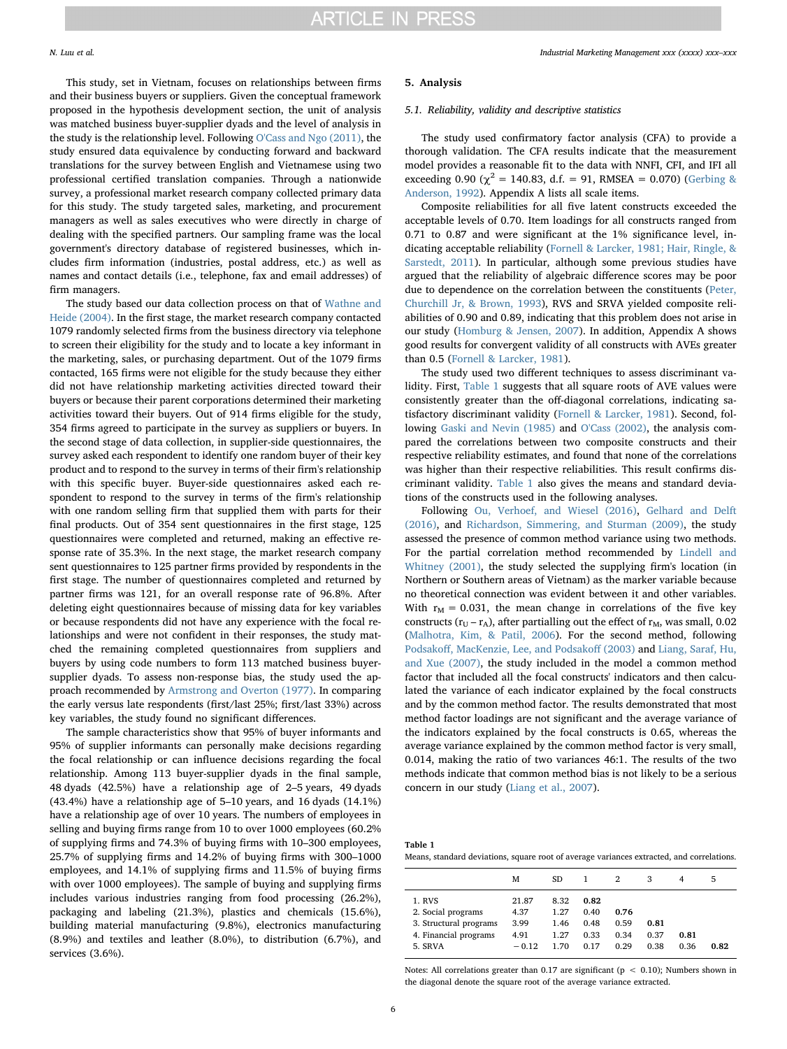This study, set in Vietnam, focuses on relationships between firms and their business buyers or suppliers. Given the conceptual framework proposed in the hypothesis development section, the unit of analysis was matched business buyer-supplier dyads and the level of analysis in the study is the relationship level. Following O'Cass and Ngo (2011), the study ensured data equivalence by conducting forward and backward translations for the survey between English and Vietnamese using two professional certified translation companies. Through a nationwide survey, a professional market research company collected primary data for this study. The study targeted sales, marketing, and procurement managers as well as sales executives who were directly in charge of dealing with the specified partners. Our sampling frame was the local government's directory database of registered businesses, which includes firm information (industries, postal address, etc.) as well as names and contact details (i.e., telephone, fax and email addresses) of firm managers.

The study based our data collection process on that of Wathne and Heide (2004). In the first stage, the market research company contacted 1079 randomly selected firms from the business directory via telephone to screen their eligibility for the study and to locate a key informant in the marketing, sales, or purchasing department. Out of the 1079 firms contacted, 165 firms were not eligible for the study because they either did not have relationship marketing activities directed toward their buyers or because their parent corporations determined their marketing activities toward their buyers. Out of 914 firms eligible for the study, 354 firms agreed to participate in the survey as suppliers or buyers. In the second stage of data collection, in supplier-side questionnaires, the survey asked each respondent to identify one random buyer of their key product and to respond to the survey in terms of their firm's relationship with this specific buyer. Buyer-side questionnaires asked each respondent to respond to the survey in terms of the firm's relationship with one random selling firm that supplied them with parts for their final products. Out of 354 sent questionnaires in the first stage, 125 questionnaires were completed and returned, making an effective response rate of 35.3%. In the next stage, the market research company sent questionnaires to 125 partner firms provided by respondents in the first stage. The number of questionnaires completed and returned by partner firms was 121, for an overall response rate of 96.8%. After deleting eight questionnaires because of missing data for key variables or because respondents did not have any experience with the focal relationships and were not confident in their responses, the study matched the remaining completed questionnaires from suppliers and buyers by using code numbers to form 113 matched business buyer-supplier dyads. To assess non-response bias, the study used the approach recommended by Armstrong and Overton (1977). In comparing the early versus late respondents (first/last 25%; first/last 33%) across key variables, the study found no significant differences.

The sample characteristics show that 95% of buyer informants and 95% of supplier informants can personally make decisions regarding the focal relationship or can influence decisions regarding the focal relationship. Among 113 buyer-supplier dyads in the final sample, 48 dyads (42.5%) have a relationship age of 2–5 years, 49 dyads (43.4%) have a relationship age of 5–10 years, and 16 dyads (14.1%) have a relationship age of over 10 years. The numbers of employees in selling and buying firms range from 10 to over 1000 employees (60.2% of supplying firms and 74.3% of buying firms with 10–300 employees, 25.7% of supplying firms and 14.2% of buying firms with 300–1000 employees, and 14.1% of supplying firms and 11.5% of buying firms with over 1000 employees). The sample of buying and supplying firms includes various industries ranging from food processing (26.2%), packaging and labeling (21.3%), plastics and chemicals (15.6%), building material manufacturing (9.8%), electronics manufacturing (8.9%) and textiles and leather (8.0%), to distribution (6.7%), and services (3.6%).

## 5. Analysis

### 5.1. Reliability, validity and descriptive statistics

The study used confirmatory factor analysis (CFA) to provide a thorough validation. The CFA results indicate that the measurement model provides a reasonable fit to the data with NNFI, CFI, and IFI all exceeding 0.90 ($\chi^2 = 140.83$, d.f. = 91, RMSEA = 0.070) (Gerbing & Anderson, 1992). Appendix A lists all scale items.

Composite reliabilities for all five latent constructs exceeded the acceptable levels of 0.70. Item loadings for all constructs ranged from 0.71 to 0.87 and were significant at the 1% significance level, indicating acceptable reliability (Fornell & Larcker, 1981; Hair, Ringle, & Sarstedt, 2011). In particular, although some previous studies have argued that the reliability of algebraic difference scores may be poor due to dependence on the correlation between the constituents (Peter, Churchill Jr, & Brown, 1993), RVS and SRVA yielded composite reliabilities of 0.90 and 0.89, indicating that this problem does not arise in our study (Homburg & Jensen, 2007). In addition, Appendix A shows good results for convergent validity of all constructs with AVEs greater than 0.5 (Fornell & Larcker, 1981).

The study used two different techniques to assess discriminant validity. First, Table 1 suggests that all square roots of AVE values were consistently greater than the off-diagonal correlations, indicating satisfactory discriminant validity (Fornell & Larcker, 1981). Second, following Gaski and Nevin (1985) and O'Cass (2002), the analysis compared the correlations between two composite constructs and their respective reliability estimates, and found that none of the correlations was higher than their respective reliabilities. This result confirms discriminant validity. Table 1 also gives the means and standard deviations of the constructs used in the following analyses.

Following Ou, Verhoef, and Wiesel (2016), Gelhard and Delft (2016), and Richardson, Simmering, and Sturman (2009), the study assessed the presence of common method variance using two methods. For the partial correlation method recommended by Lindell and Whitney (2001), the study selected the supplying firm's location (in Northern or Southern areas of Vietnam) as the marker variable because no theoretical connection was evident between it and other variables. With $r_M = 0.031$, the mean change in correlations of the five key constructs ($r_U - r_A$), after partialling out the effect of $r_M$, was small, 0.02 (Malhotra, Kim, & Patil, 2006). For the second method, following Podsakoff, MacKenzie, Lee, and Podsakoff (2003) and Liang, Saraf, Hu, and Xue (2007), the study included in the model a common method factor that included all the focal constructs' indicators and then calculated the variance of each indicator explained by the focal constructs and by the common method factor. The results demonstrated that most method factor loadings are not significant and the average variance of the indicators explained by the focal constructs is 0.65, whereas the average variance explained by the common method factor is very small, 0.014, making the ratio of two variances 46:1. The results of the two methods indicate that common method bias is not likely to be a serious concern in our study (Liang et al., 2007).

**Table 1**
Means, standard deviations, square root of average variances extracted, and correlations.

| | M | SD | 1 | 2 | 3 | 4 | 5 |
|---|---|---|---|---|---|---|---|
| 1. RVS | 21.87 | 8.32 | **0.82** | | | | |
| 2. Social programs | 4.37 | 1.27 | 0.40 | **0.76** | | | |
| 3. Structural programs | 3.99 | 1.46 | 0.48 | 0.59 | **0.81** | | |
| 4. Financial programs | 4.91 | 1.27 | 0.33 | 0.34 | 0.37 | **0.81** | |
| 5. SRVA | −0.12 | 1.70 | 0.17 | 0.29 | 0.38 | 0.36 | **0.82** |

Notes: All correlations greater than 0.17 are significant ($p < 0.10$); Numbers shown in the diagonal denote the square root of the average variance extracted.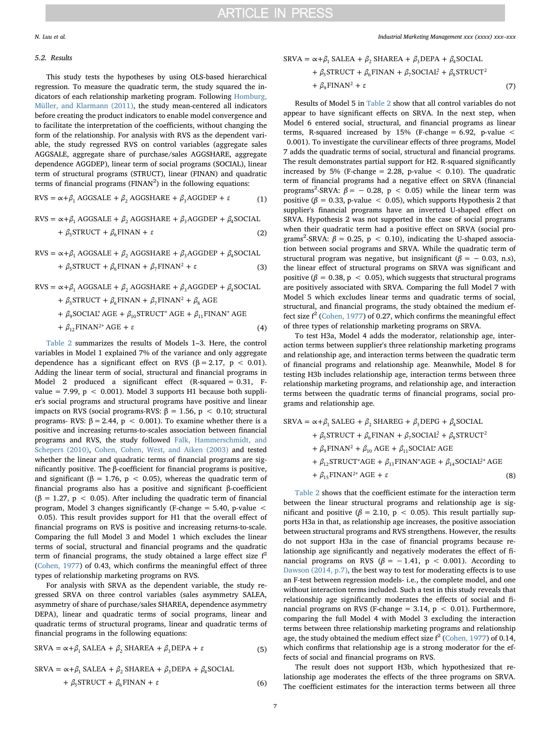### 5.2. Results

This study tests the hypotheses by using OLS-based hierarchical regression. To measure the quadratic term, the study squared the indicators of each relationship marketing program. Following Homburg, Müller, and Klarmann (2011), the study mean-centered all indicators before creating the product indicators to enable model convergence and to facilitate the interpretation of the coefficients, without changing the form of the relationship. For analysis with RVS as the dependent variable, the study regressed RVS on control variables (aggregate sales AGGSALE, aggregate share of purchase/sales AGGSHARE, aggregate dependence AGGDEP), linear term of social programs (SOCIAL), linear term of structural programs (STRUCT), linear (FINAN) and quadratic terms of financial programs ($FINAN^2$) in the following equations:

$$RVS = \propto + \beta_1\ AGGSALE + \beta_2\ AGGSHARE + \beta_3 AGGDEP + \varepsilon \tag{1}$$

$$RVS = \propto + \beta_1\ AGGSALE + \beta_2\ AGGSHARE + \beta_3 AGGDEP + \beta_4 SOCIAL + \beta_5 STRUCT + \beta_6 FINAN + \varepsilon \tag{2}$$

$$RVS = \propto + \beta_1\ AGGSALE + \beta_2\ AGGSHARE + \beta_3 AGGDEP + \beta_4 SOCIAL + \beta_5 STRUCT + \beta_6 FINAN + \beta_7 FINAN^2 + \varepsilon \tag{3}$$

$$RVS = \propto + \beta_1\ AGGSALE + \beta_2\ AGGSHARE + \beta_3 AGGDEP + \beta_4 SOCIAL + \beta_5 STRUCT + \beta_6 FINAN + \beta_7 FINAN^2 + \beta_8\ AGE + \beta_9 SOCIAL^*\ AGE + \beta_{10} STRUCT^*\ AGE + \beta_{11} FINAN^*\ AGE + \beta_{12} FINAN^{2*}\ AGE + \varepsilon \tag{4}$$

Table 2 summarizes the results of Models 1–3. Here, the control variables in Model 1 explained 7% of the variance and only aggregate dependence has a significant effect on RVS ($\beta = 2.17$, $p < 0.01$). Adding the linear term of social, structural and financial programs in Model 2 produced a significant effect (R-squared = 0.31, F-value = 7.99, $p < 0.001$). Model 3 supports H1 because both supplier's social programs and structural programs have positive and linear impacts on RVS (social programs-RVS: $\beta = 1.56$, $p < 0.10$; structural programs- RVS: $\beta = 2.44$, $p < 0.001$). To examine whether there is a positive and increasing returns-to-scales association between financial programs and RVS, the study followed Falk, Hammerschmidt, and Schepers (2010), Cohen, Cohen, West, and Aiken (2003) and tested whether the linear and quadratic terms of financial programs are significantly positive. The β-coefficient for financial programs is positive, and significant ($\beta = 1.76$, $p < 0.05$), whereas the quadratic term of financial programs also has a positive and significant β-coefficient ($\beta = 1.27$, $p < 0.05$). After including the quadratic term of financial program, Model 3 changes significantly (F-change = 5.40, p-value < 0.05). This result provides support for H1 that the overall effect of financial programs on RVS is positive and increasing returns-to-scale. Comparing the full Model 3 and Model 1 which excludes the linear terms of social, structural and financial programs and the quadratic term of financial programs, the study obtained a large effect size $f^2$ (Cohen, 1977) of 0.43, which confirms the meaningful effect of three types of relationship marketing programs on RVS.

For analysis with SRVA as the dependent variable, the study regressed SRVA on three control variables (sales asymmetry SALEA, asymmetry of share of purchase/sales SHAREA, dependence asymmetry DEPA), linear and quadratic terms of social programs, linear and quadratic terms of structural programs, linear and quadratic terms of financial programs in the following equations:

$$SRVA = \propto + \beta_1\ SALEA + \beta_2\ SHAREA + \beta_3 DEPA + \varepsilon \tag{5}$$

$$SRVA = \propto + \beta_1\ SALEA + \beta_2\ SHAREA + \beta_3 DEPA + \beta_4 SOCIAL + \beta_5 STRUCT + \beta_6 FINAN + \varepsilon \tag{6}$$

$$SRVA = \propto + \beta_1\ SALEA + \beta_2\ SHAREA + \beta_3 DEPA + \beta_4 SOCIAL + \beta_5 STRUCT + \beta_6 FINAN + \beta_7 SOCIAL^2 + \beta_8 STRUCT^2 + \beta_9 FINAN^2 + \varepsilon \tag{7}$$

Results of Model 5 in Table 2 show that all control variables do not appear to have significant effects on SRVA. In the next step, when Model 6 entered social, structural, and financial programs as linear terms, R-squared increased by 15% (F-change = 6.92, p-value < 0.001). To investigate the curvilinear effects of three programs, Model 7 adds the quadratic terms of social, structural and financial programs. The result demonstrates partial support for H2. R-squared significantly increased by 5% (F-change = 2.28, p-value < 0.10). The quadratic term of financial programs had a negative effect on SRVA (financial $programs^2$-SRVA: $\beta = -0.28$, $p < 0.05$) while the linear term was positive ($\beta = 0.33$, p-value < 0.05), which supports Hypothesis 2 that supplier's financial programs have an inverted U-shaped effect on SRVA. Hypothesis 2 was not supported in the case of social programs when their quadratic term had a positive effect on SRVA (social $programs^2$-SRVA: $\beta = 0.25$, $p < 0.10$), indicating the U-shaped association between social programs and SRVA. While the quadratic term of structural program was negative, but insignificant ($\beta = -0.03$, n.s), the linear effect of structural programs on SRVA was significant and positive ($\beta = 0.38$, $p < 0.05$), which suggests that structural programs are positively associated with SRVA. Comparing the full Model 7 with Model 5 which excludes linear terms and quadratic terms of social, structural, and financial programs, the study obtained the medium effect size $f^2$ (Cohen, 1977) of 0.27, which confirms the meaningful effect of three types of relationship marketing programs on SRVA.

To test H3a, Model 4 adds the moderator, relationship age, interaction terms between supplier's three relationship marketing programs and relationship age, and interaction terms between the quadratic term of financial programs and relationship age. Meanwhile, Model 8 for testing H3b includes relationship age, interaction terms between three relationship marketing programs, and relationship age, and interaction terms between the quadratic terms of financial programs, social programs and relationship age.

$$SRVA = \propto + \beta_1\ SALEG + \beta_2\ SHAREG + \beta_3 DEPG + \beta_4 SOCIAL + \beta_5 STRUCT + \beta_6 FINAN + \beta_7 SOCIAL^2 + \beta_8 STRUCT^2 + \beta_9 FINAN^2 + \beta_{10}\ AGE + \beta_{11} SOCIAL^*\ AGE + \beta_{12} STRUCT^* AGE + \beta_{13} FINAN^* AGE + \beta_{14} SOCIAL^{2*}\ AGE + \beta_{15} FINAN^{2*}\ AGE + \varepsilon \tag{8}$$

Table 2 shows that the coefficient estimate for the interaction term between the linear structural programs and relationship age is significant and positive ($\beta = 2.10$, $p < 0.05$). This result partially supports H3a in that, as relationship age increases, the positive association between structural programs and RVS strengthens. However, the results do not support H3a in the case of financial programs because relationship age significantly and negatively moderates the effect of financial programs on RVS ($\beta = -1.41$, $p < 0.001$). According to Dawson (2014, p.7), the best way to test for moderating effects is to use an F-test between regression models- i.e., the complete model, and one without interaction terms included. Such a test in this study reveals that relationship age significantly moderates the effects of social and financial programs on RVS (F-change = 3.14, $p < 0.01$). Furthermore, comparing the full Model 4 with Model 3 excluding the interaction terms between three relationship marketing programs and relationship age, the study obtained the medium effect size $f^2$ (Cohen, 1977) of 0.14, which confirms that relationship age is a strong moderator for the effects of social and financial programs on RVS.

The result does not support H3b, which hypothesized that relationship age moderates the effects of the three programs on SRVA. The coefficient estimates for the interaction terms between all three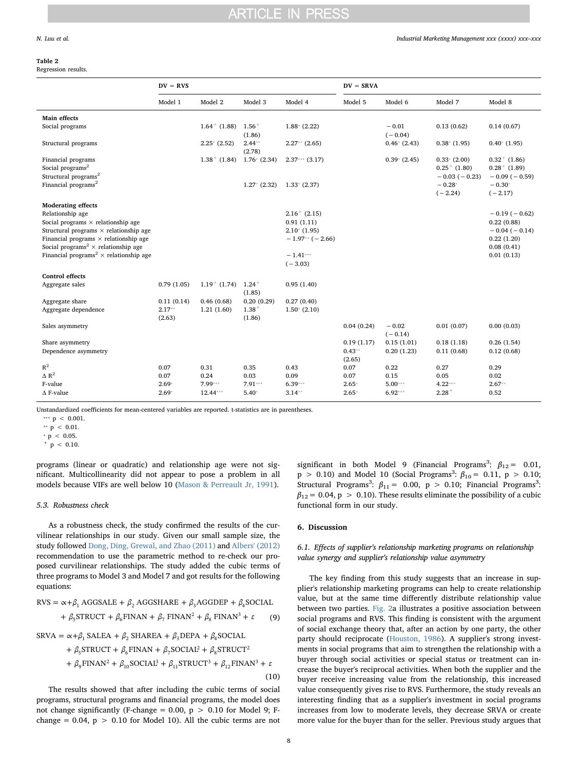**Table 2**
Regression results.

| | DV = RVS | | | | DV = SRVA | | | |
|---|---|---|---|---|---|---|---|---|
| | Model 1 | Model 2 | Model 3 | Model 4 | Model 5 | Model 6 | Model 7 | Model 8 |
| **Main effects** | | | | | | | | |
| Social programs | | 1.64+ (1.88) | 1.56+ (1.86) | 1.88* (2.22) | | −0.01 (−0.04) | 0.13 (0.62) | 0.14 (0.67) |
| Structural programs | | 2.25* (2.52) | 2.44** (2.78) | 2.27** (2.65) | | 0.46* (2.43) | 0.38* (1.95) | 0.40* (1.95) |
| Financial programs | | 1.38+ (1.84) | 1.76* (2.34) | 2.37*** (3.17) | | 0.39* (2.45) | 0.33* (2.00) | 0.32+ (1.86) |
| Social programs$^2$ | | | | | | | 0.25+ (1.80) | 0.28+ (1.89) |
| Structural programs$^2$ | | | | | | | −0.03 (−0.23) | −0.09 (−0.59) |
| Financial programs$^2$ | | | 1.27* (2.32) | 1.33* (2.37) | | | −0.28* (−2.24) | −0.30* (−2.17) |
| **Moderating effects** | | | | | | | | |
| Relationship age | | | | 2.16+ (2.15) | | | | −0.19 (−0.62) |
| Social programs × relationship age | | | | 0.91 (1.11) | | | | 0.22 (0.88) |
| Structural programs × relationship age | | | | 2.10* (1.95) | | | | −0.04 (−0.14) |
| Financial programs × relationship age | | | | −1.97** (−2.66) | | | | 0.22 (1.20) |
| Social programs$^2$ × relationship age | | | | | | | | 0.08 (0.41) |
| Financial programs$^2$ × relationship age | | | | −1.41*** (−3.03) | | | | 0.01 (0.13) |
| **Control effects** | | | | | | | | |
| Aggregate sales | 0.79 (1.05) | 1.19+ (1.74) | 1.24+ (1.85) | 0.95 (1.40) | | | | |
| Aggregate share | 0.11 (0.14) | 0.46 (0.68) | 0.20 (0.29) | 0.27 (0.40) | | | | |
| Aggregate dependence | 2.17** (2.63) | 1.21 (1.60) | 1.38+ (1.86) | 1.50* (2.10) | | | | |
| Sales asymmetry | | | | | 0.04 (0.24) | −0.02 (−0.14) | 0.01 (0.07) | 0.00 (0.03) |
| Share asymmetry | | | | | 0.19 (1.17) | 0.15 (1.01) | 0.18 (1.18) | 0.26 (1.54) |
| Dependence asymmetry | | | | | 0.43** (2.65) | 0.20 (1.23) | 0.11 (0.68) | 0.12 (0.68) |
| $R^2$ | 0.07 | 0.31 | 0.35 | 0.43 | 0.07 | 0.22 | 0.27 | 0.29 |
| $\Delta R^2$ | 0.07 | 0.24 | 0.03 | 0.09 | 0.07 | 0.15 | 0.05 | 0.02 |
| F-value | 2.69* | 7.99*** | 7.91*** | 6.39*** | 2.65* | 5.00*** | 4.22*** | 2.67** |
| Δ F-value | 2.69* | 12.44*** | 5.40* | 3.14** | 2.65* | 6.92*** | 2.28+ | 0.52 |

Unstandardized coefficients for mean-centered variables are reported. t-statistics are in parentheses.
*** $p < 0.001$.
** $p < 0.01$.
* $p < 0.05$.
+ $p < 0.10$.

programs (linear or quadratic) and relationship age were not significant. Multicollinearity did not appear to pose a problem in all models because VIFs are well below 10 (Mason & Perreault Jr, 1991).

### 5.3. Robustness check

As a robustness check, the study confirmed the results of the curvilinear relationships in our study. Given our small sample size, the study followed Dong, Ding, Grewal, and Zhao (2011) and Albers' (2012) recommendation to use the parametric method to re-check our proposed curvilinear relationships. The study added the cubic terms of three programs to Model 3 and Model 7 and got results for the following equations:

$$RVS = \propto + \beta_1\ AGGSALE + \beta_2\ AGGSHARE + \beta_3 AGGDEP + \beta_4 SOCIAL + \beta_5 STRUCT + \beta_6 FINAN + \beta_7\ FINAN^2 + \beta_8\ FINAN^3 + \varepsilon \quad (9)$$

$$SRVA = \propto + \beta_1\ SALEA + \beta_2\ SHAREA + \beta_3 DEPA + \beta_4 SOCIAL + \beta_5 STRUCT + \beta_6 FINAN + \beta_7 SOCIAL^2 + \beta_8 STRUCT^2 + \beta_9 FINAN^2 + \beta_{10} SOCIAL^3 + \beta_{11} STRUCT^3 + \beta_{12} FINAN^3 + \varepsilon \quad (10)$$

The results showed that after including the cubic terms of social programs, structural programs and financial programs, the model does not change significantly (F-change = 0.00, $p > 0.10$ for Model 9; F-change = 0.04, $p > 0.10$ for Model 10). All the cubic terms are not significant in both Model 9 (Financial Programs$^3$: $\beta_{12} =$ 0.01, $p > 0.10$) and Model 10 (Social Programs$^3$: $\beta_{10} =$ 0.11, $p > 0.10$; Structural Programs$^3$: $\beta_{11} =$ 0.00, $p > 0.10$; Financial Programs$^3$: $\beta_{12} =$ 0.04, $p > 0.10$). These results eliminate the possibility of a cubic functional form in our study.

## 6. Discussion

### 6.1. Effects of supplier's relationship marketing programs on relationship value synergy and supplier's relationship value asymmetry

The key finding from this study suggests that an increase in supplier's relationship marketing programs can help to create relationship value, but at the same time differently distribute relationship value between two parties. Fig. 2a illustrates a positive association between social programs and RVS. This finding is consistent with the argument of social exchange theory that, after an action by one party, the other party should reciprocate (Houston, 1986). A supplier's strong investments in social programs that aim to strengthen the relationship with a buyer through social activities or special status or treatment can increase the buyer's reciprocal activities. When both the supplier and the buyer receive increasing value from the relationship, this increased value consequently gives rise to RVS. Furthermore, the study reveals an interesting finding that as a supplier's investment in social programs increases from low to moderate levels, they decrease SRVA or create more value for the buyer than for the seller. Previous study argues that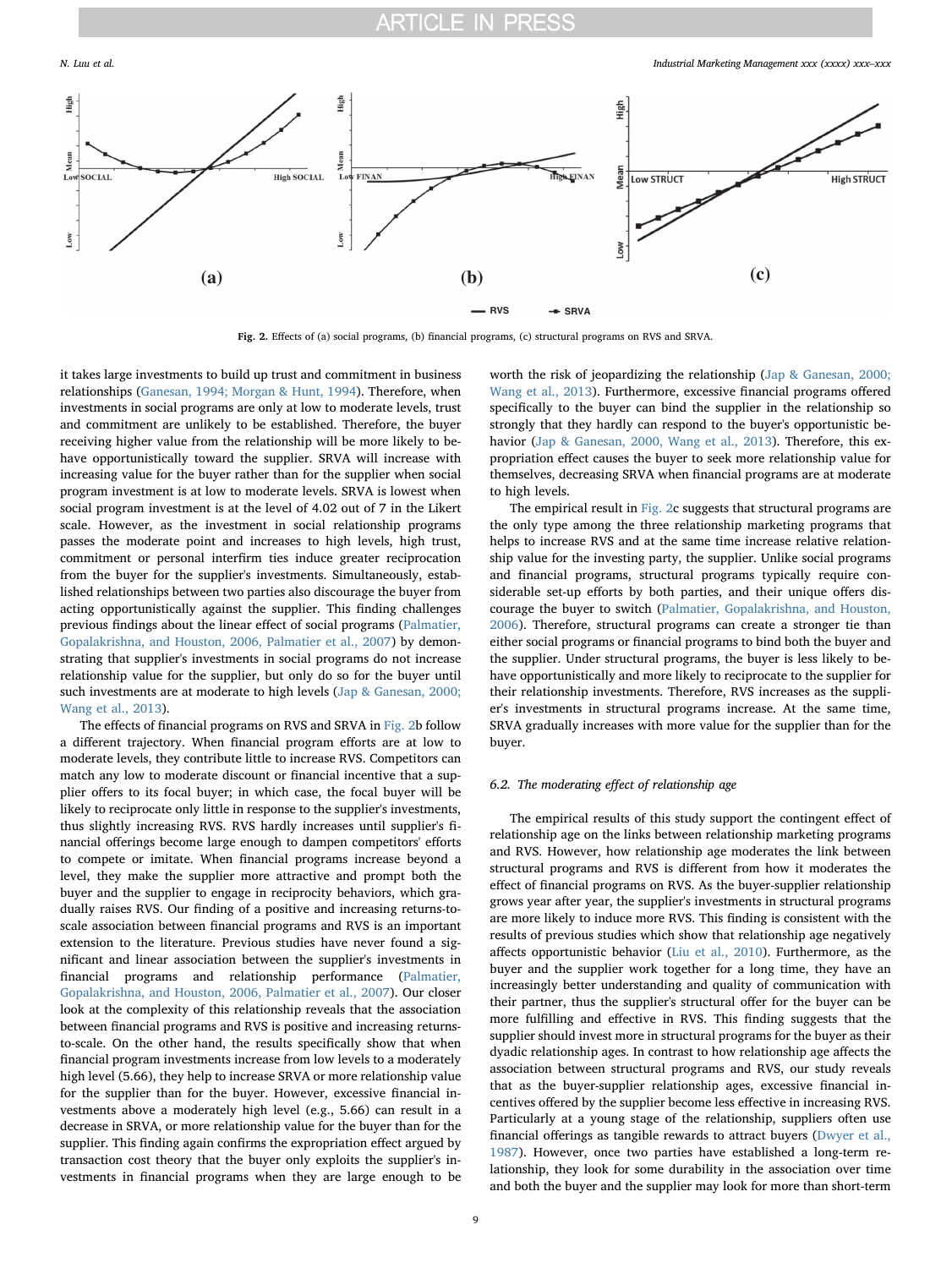Fig. 2. Effects of (a) social programs, (b) financial programs, (c) structural programs on RVS and SRVA.

it takes large investments to build up trust and commitment in business relationships (Ganesan, 1994; Morgan & Hunt, 1994). Therefore, when investments in social programs are only at low to moderate levels, trust and commitment are unlikely to be established. Therefore, the buyer receiving higher value from the relationship will be more likely to behave opportunistically toward the supplier. SRVA will increase with increasing value for the buyer rather than for the supplier when social program investment is at low to moderate levels. SRVA is lowest when social program investment is at the level of 4.02 out of 7 in the Likert scale. However, as the investment in social relationship programs passes the moderate point and increases to high levels, high trust, commitment or personal interfirm ties induce greater reciprocation from the buyer for the supplier's investments. Simultaneously, established relationships between two parties also discourage the buyer from acting opportunistically against the supplier. This finding challenges previous findings about the linear effect of social programs (Palmatier, Gopalakrishna, and Houston, 2006, Palmatier et al., 2007) by demonstrating that supplier's investments in social programs do not increase relationship value for the supplier, but only do so for the buyer until such investments are at moderate to high levels (Jap & Ganesan, 2000; Wang et al., 2013).

The effects of financial programs on RVS and SRVA in Fig. 2b follow a different trajectory. When financial program efforts are at low to moderate levels, they contribute little to increase RVS. Competitors can match any low to moderate discount or financial incentive that a supplier offers to its focal buyer; in which case, the focal buyer will be likely to reciprocate only little in response to the supplier's investments, thus slightly increasing RVS. RVS hardly increases until supplier's financial offerings become large enough to dampen competitors' efforts to compete or imitate. When financial programs increase beyond a level, they make the supplier more attractive and prompt both the buyer and the supplier to engage in reciprocity behaviors, which gradually raises RVS. Our finding of a positive and increasing returns-to-scale association between financial programs and RVS is an important extension to the literature. Previous studies have never found a significant and linear association between the supplier's investments in financial programs and relationship performance (Palmatier, Gopalakrishna, and Houston, 2006, Palmatier et al., 2007). Our closer look at the complexity of this relationship reveals that the association between financial programs and RVS is positive and increasing returns-to-scale. On the other hand, the results specifically show that when financial program investments increase from low levels to a moderately high level (5.66), they help to increase SRVA or more relationship value for the supplier than for the buyer. However, excessive financial investments above a moderately high level (e.g., 5.66) can result in a decrease in SRVA, or more relationship value for the buyer than for the supplier. This finding again confirms the expropriation effect argued by transaction cost theory that the buyer only exploits the supplier's investments in financial programs when they are large enough to be worth the risk of jeopardizing the relationship (Jap & Ganesan, 2000; Wang et al., 2013). Furthermore, excessive financial programs offered specifically to the buyer can bind the supplier in the relationship so strongly that they hardly can respond to the buyer's opportunistic behavior (Jap & Ganesan, 2000, Wang et al., 2013). Therefore, this expropriation effect causes the buyer to seek more relationship value for themselves, decreasing SRVA when financial programs are at moderate to high levels.

The empirical result in Fig. 2c suggests that structural programs are the only type among the three relationship marketing programs that helps to increase RVS and at the same time increase relative relationship value for the investing party, the supplier. Unlike social programs and financial programs, structural programs typically require considerable set-up efforts by both parties, and their unique offers discourage the buyer to switch (Palmatier, Gopalakrishna, and Houston, 2006). Therefore, structural programs can create a stronger tie than either social programs or financial programs to bind both the buyer and the supplier. Under structural programs, the buyer is less likely to behave opportunistically and more likely to reciprocate to the supplier for their relationship investments. Therefore, RVS increases as the supplier's investments in structural programs increase. At the same time, SRVA gradually increases with more value for the supplier than for the buyer.

### 6.2. The moderating effect of relationship age

The empirical results of this study support the contingent effect of relationship age on the links between relationship marketing programs and RVS. However, how relationship age moderates the link between structural programs and RVS is different from how it moderates the effect of financial programs on RVS. As the buyer-supplier relationship grows year after year, the supplier's investments in structural programs are more likely to induce more RVS. This finding is consistent with the results of previous studies which show that relationship age negatively affects opportunistic behavior (Liu et al., 2010). Furthermore, as the buyer and the supplier work together for a long time, they have an increasingly better understanding and quality of communication with their partner, thus the supplier's structural offer for the buyer can be more fulfilling and effective in RVS. This finding suggests that the supplier should invest more in structural programs for the buyer as their dyadic relationship ages. In contrast to how relationship age affects the association between structural programs and RVS, our study reveals that as the buyer-supplier relationship ages, excessive financial incentives offered by the supplier become less effective in increasing RVS. Particularly at a young stage of the relationship, suppliers often use financial offerings as tangible rewards to attract buyers (Dwyer et al., 1987). However, once two parties have established a long-term relationship, they look for some durability in the association over time and both the buyer and the supplier may look for more than short-term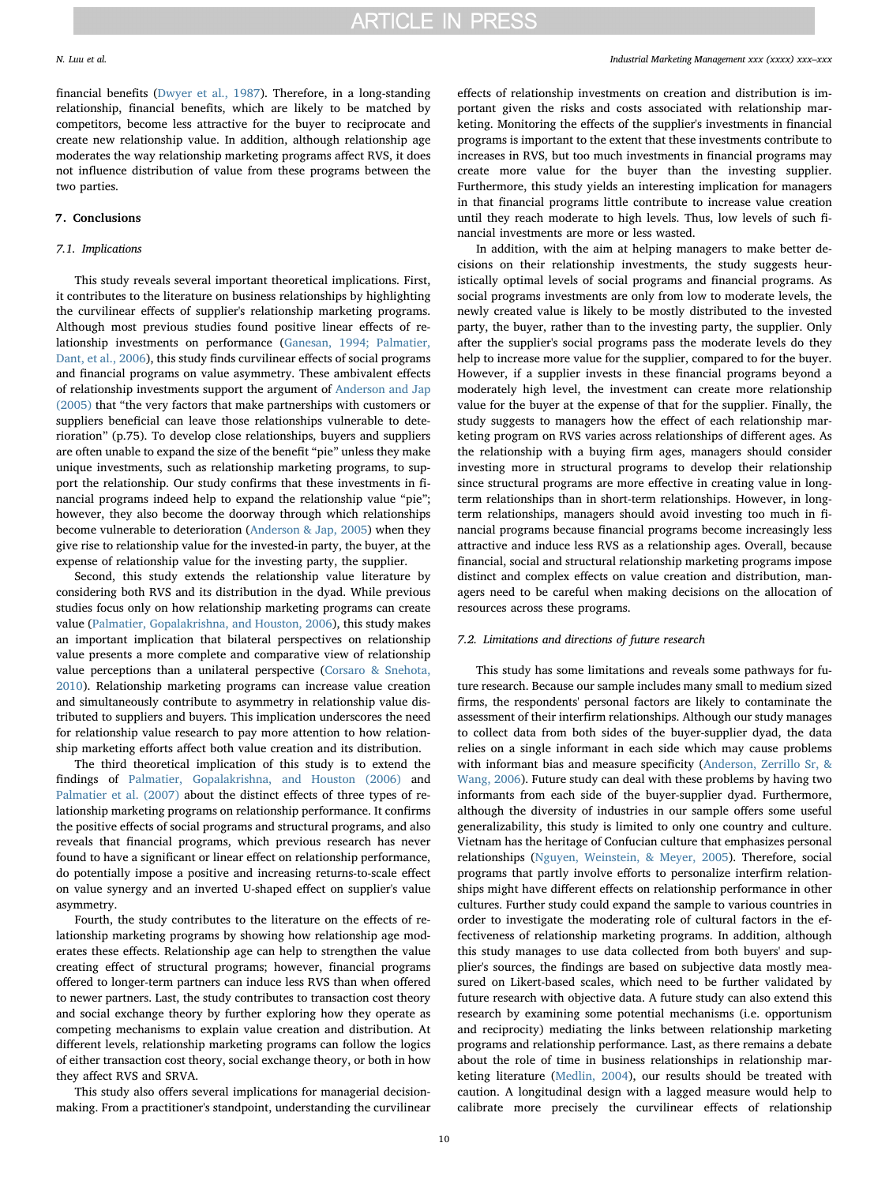financial benefits (Dwyer et al., 1987). Therefore, in a long-standing relationship, financial benefits, which are likely to be matched by competitors, become less attractive for the buyer to reciprocate and create new relationship value. In addition, although relationship age moderates the way relationship marketing programs affect RVS, it does not influence distribution of value from these programs between the two parties.

## 7. Conclusions

### 7.1. Implications

This study reveals several important theoretical implications. First, it contributes to the literature on business relationships by highlighting the curvilinear effects of supplier's relationship marketing programs. Although most previous studies found positive linear effects of relationship investments on performance (Ganesan, 1994; Palmatier, Dant, et al., 2006), this study finds curvilinear effects of social programs and financial programs on value asymmetry. These ambivalent effects of relationship investments support the argument of Anderson and Jap (2005) that "the very factors that make partnerships with customers or suppliers beneficial can leave those relationships vulnerable to deterioration" (p.75). To develop close relationships, buyers and suppliers are often unable to expand the size of the benefit "pie" unless they make unique investments, such as relationship marketing programs, to support the relationship. Our study confirms that these investments in financial programs indeed help to expand the relationship value "pie"; however, they also become the doorway through which relationships become vulnerable to deterioration (Anderson & Jap, 2005) when they give rise to relationship value for the invested-in party, the buyer, at the expense of relationship value for the investing party, the supplier.

Second, this study extends the relationship value literature by considering both RVS and its distribution in the dyad. While previous studies focus only on how relationship marketing programs can create value (Palmatier, Gopalakrishna, and Houston, 2006), this study makes an important implication that bilateral perspectives on relationship value presents a more complete and comparative view of relationship value perceptions than a unilateral perspective (Corsaro & Snehota, 2010). Relationship marketing programs can increase value creation and simultaneously contribute to asymmetry in relationship value distributed to suppliers and buyers. This implication underscores the need for relationship value research to pay more attention to how relationship marketing efforts affect both value creation and its distribution.

The third theoretical implication of this study is to extend the findings of Palmatier, Gopalakrishna, and Houston (2006) and Palmatier et al. (2007) about the distinct effects of three types of relationship marketing programs on relationship performance. It confirms the positive effects of social programs and structural programs, and also reveals that financial programs, which previous research has never found to have a significant or linear effect on relationship performance, do potentially impose a positive and increasing returns-to-scale effect on value synergy and an inverted U-shaped effect on supplier's value asymmetry.

Fourth, the study contributes to the literature on the effects of relationship marketing programs by showing how relationship age moderates these effects. Relationship age can help to strengthen the value creating effect of structural programs; however, financial programs offered to longer-term partners can induce less RVS than when offered to newer partners. Last, the study contributes to transaction cost theory and social exchange theory by further exploring how they operate as competing mechanisms to explain value creation and distribution. At different levels, relationship marketing programs can follow the logics of either transaction cost theory, social exchange theory, or both in how they affect RVS and SRVA.

This study also offers several implications for managerial decision-making. From a practitioner's standpoint, understanding the curvilinear effects of relationship investments on creation and distribution is important given the risks and costs associated with relationship marketing. Monitoring the effects of the supplier's investments in financial programs is important to the extent that these investments contribute to increases in RVS, but too much investments in financial programs may create more value for the buyer than the investing supplier. Furthermore, this study yields an interesting implication for managers in that financial programs little contribute to increase value creation until they reach moderate to high levels. Thus, low levels of such financial investments are more or less wasted.

In addition, with the aim at helping managers to make better decisions on their relationship investments, the study suggests heuristically optimal levels of social programs and financial programs. As social programs investments are only from low to moderate levels, the newly created value is likely to be mostly distributed to the invested party, the buyer, rather than to the investing party, the supplier. Only after the supplier's social programs pass the moderate levels do they help to increase more value for the supplier, compared to for the buyer. However, if a supplier invests in these financial programs beyond a moderately high level, the investment can create more relationship value for the buyer at the expense of that for the supplier. Finally, the study suggests to managers how the effect of each relationship marketing program on RVS varies across relationships of different ages. As the relationship with a buying firm ages, managers should consider investing more in structural programs to develop their relationship since structural programs are more effective in creating value in long-term relationships than in short-term relationships. However, in long-term relationships, managers should avoid investing too much in financial programs because financial programs become increasingly less attractive and induce less RVS as a relationship ages. Overall, because financial, social and structural relationship marketing programs impose distinct and complex effects on value creation and distribution, managers need to be careful when making decisions on the allocation of resources across these programs.

### 7.2. Limitations and directions of future research

This study has some limitations and reveals some pathways for future research. Because our sample includes many small to medium sized firms, the respondents' personal factors are likely to contaminate the assessment of their interfirm relationships. Although our study manages to collect data from both sides of the buyer-supplier dyad, the data relies on a single informant in each side which may cause problems with informant bias and measure specificity (Anderson, Zerrillo Sr, & Wang, 2006). Future study can deal with these problems by having two informants from each side of the buyer-supplier dyad. Furthermore, although the diversity of industries in our sample offers some useful generalizability, this study is limited to only one country and culture. Vietnam has the heritage of Confucian culture that emphasizes personal relationships (Nguyen, Weinstein, & Meyer, 2005). Therefore, social programs that partly involve efforts to personalize interfirm relationships might have different effects on relationship performance in other cultures. Further study could expand the sample to various countries in order to investigate the moderating role of cultural factors in the effectiveness of relationship marketing programs. In addition, although this study manages to use data collected from both buyers' and supplier's sources, the findings are based on subjective data mostly measured on Likert-based scales, which need to be further validated by future research with objective data. A future study can also extend this research by examining some potential mechanisms (i.e. opportunism and reciprocity) mediating the links between relationship marketing programs and relationship performance. Last, as there remains a debate about the role of time in business relationships in relationship marketing literature (Medlin, 2004), our results should be treated with caution. A longitudinal design with a lagged measure would help to calibrate more precisely the curvilinear effects of relationship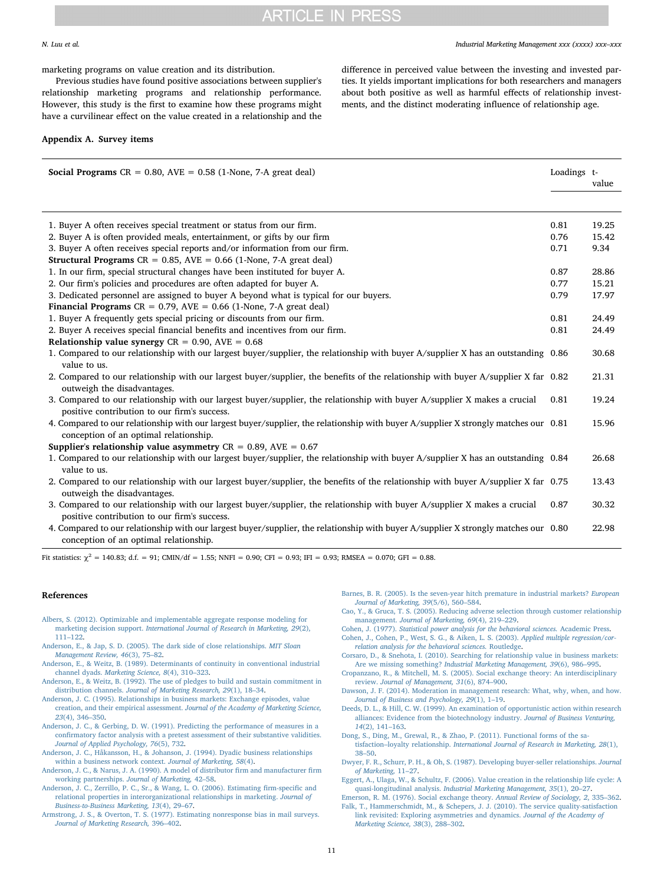marketing programs on value creation and its distribution.

Previous studies have found positive associations between supplier's relationship marketing programs and relationship performance. However, this study is the first to examine how these programs might have a curvilinear effect on the value created in a relationship and the difference in perceived value between the investing and invested parties. It yields important implications for both researchers and managers about both positive as well as harmful effects of relationship investments, and the distinct moderating influence of relationship age.

## Appendix A. Survey items

| **Social Programs** CR = 0.80, AVE = 0.58 (1-None, 7-A great deal) | Loadings | t-value |
|---|---|---|
| 1. Buyer A often receives special treatment or status from our firm. | 0.81 | 19.25 |
| 2. Buyer A is often provided meals, entertainment, or gifts by our firm | 0.76 | 15.42 |
| 3. Buyer A often receives special reports and/or information from our firm. | 0.71 | 9.34 |
| **Structural Programs** CR = 0.85, AVE = 0.66 (1-None, 7-A great deal) | | |
| 1. In our firm, special structural changes have been instituted for buyer A. | 0.87 | 28.86 |
| 2. Our firm's policies and procedures are often adapted for buyer A. | 0.77 | 15.21 |
| 3. Dedicated personnel are assigned to buyer A beyond what is typical for our buyers. | 0.79 | 17.97 |
| **Financial Programs** CR = 0.79, AVE = 0.66 (1-None, 7-A great deal) | | |
| 1. Buyer A frequently gets special pricing or discounts from our firm. | 0.81 | 24.49 |
| 2. Buyer A receives special financial benefits and incentives from our firm. | 0.81 | 24.49 |
| **Relationship value synergy** CR = 0.90, AVE = 0.68 | | |
| 1. Compared to our relationship with our largest buyer/supplier, the relationship with buyer A/supplier X has an outstanding value to us. | 0.86 | 30.68 |
| 2. Compared to our relationship with our largest buyer/supplier, the benefits of the relationship with buyer A/supplier X far outweigh the disadvantages. | 0.82 | 21.31 |
| 3. Compared to our relationship with our largest buyer/supplier, the relationship with buyer A/supplier X makes a crucial positive contribution to our firm's success. | 0.81 | 19.24 |
| 4. Compared to our relationship with our largest buyer/supplier, the relationship with buyer A/supplier X strongly matches our conception of an optimal relationship. | 0.81 | 15.96 |
| **Supplier's relationship value asymmetry** CR = 0.89, AVE = 0.67 | | |
| 1. Compared to our relationship with our largest buyer/supplier, the relationship with buyer A/supplier X has an outstanding value to us. | 0.84 | 26.68 |
| 2. Compared to our relationship with our largest buyer/supplier, the benefits of the relationship with buyer A/supplier X far outweigh the disadvantages. | 0.75 | 13.43 |
| 3. Compared to our relationship with our largest buyer/supplier, the relationship with buyer A/supplier X makes a crucial positive contribution to our firm's success. | 0.87 | 30.32 |
| 4. Compared to our relationship with our largest buyer/supplier, the relationship with buyer A/supplier X strongly matches our conception of an optimal relationship. | 0.80 | 22.98 |

Fit statistics: $\chi^2$ = 140.83; d.f. = 91; CMIN/df = 1.55; NNFI = 0.90; CFI = 0.93; IFI = 0.93; RMSEA = 0.070; GFI = 0.88.

## References

Albers, S. (2012). Optimizable and implementable aggregate response modeling for marketing decision support. *International Journal of Research in Marketing, 29*(2), 111–122.

Anderson, E., & Jap, S. D. (2005). The dark side of close relationships. *MIT Sloan Management Review, 46*(3), 75–82.

Anderson, E., & Weitz, B. (1989). Determinants of continuity in conventional industrial channel dyads. *Marketing Science, 8*(4), 310–323.

Anderson, E., & Weitz, B. (1992). The use of pledges to build and sustain commitment in distribution channels. *Journal of Marketing Research, 29*(1), 18–34.

Anderson, J. C. (1995). Relationships in business markets: Exchange episodes, value creation, and their empirical assessment. *Journal of the Academy of Marketing Science, 23*(4), 346–350.

Anderson, J. C., & Gerbing, D. W. (1991). Predicting the performance of measures in a confirmatory factor analysis with a pretest assessment of their substantive validities. *Journal of Applied Psychology, 76*(5), 732.

Anderson, J. C., Håkansson, H., & Johanson, J. (1994). Dyadic business relationships within a business network context. *Journal of Marketing, 58*(4).

Anderson, J. C., & Narus, J. A. (1990). A model of distributor firm and manufacturer firm working partnerships. *Journal of Marketing*, 42–58.

Anderson, J. C., Zerrillo, P. C., Sr., & Wang, L. O. (2006). Estimating firm-specific and relational properties in interorganizational relationships in marketing. *Journal of Business-to-Business Marketing, 13*(4), 29–67.

Armstrong, J. S., & Overton, T. S. (1977). Estimating nonresponse bias in mail surveys. *Journal of Marketing Research*, 396–402.

Barnes, B. R. (2005). Is the seven-year hitch premature in industrial markets? *European Journal of Marketing, 39*(5/6), 560–584.

Cao, Y., & Gruca, T. S. (2005). Reducing adverse selection through customer relationship management. *Journal of Marketing, 69*(4), 219–229.

Cohen, J. (1977). *Statistical power analysis for the behavioral sciences.* Academic Press.

Cohen, J., Cohen, P., West, S. G., & Aiken, L. S. (2003). *Applied multiple regression/correlation analysis for the behavioral sciences.* Routledge.

Corsaro, D., & Snehota, I. (2010). Searching for relationship value in business markets: Are we missing something? *Industrial Marketing Management, 39*(6), 986–995.

Cropanzano, R., & Mitchell, M. S. (2005). Social exchange theory: An interdisciplinary review. *Journal of Management, 31*(6), 874–900.

Dawson, J. F. (2014). Moderation in management research: What, why, when, and how. *Journal of Business and Psychology, 29*(1), 1–19.

Deeds, D. L., & Hill, C. W. (1999). An examination of opportunistic action within research alliances: Evidence from the biotechnology industry. *Journal of Business Venturing, 14*(2), 141–163.

Dong, S., Ding, M., Grewal, R., & Zhao, P. (2011). Functional forms of the satisfaction–loyalty relationship. *International Journal of Research in Marketing, 28*(1), 38–50.

Dwyer, F. R., Schurr, P. H., & Oh, S. (1987). Developing buyer-seller relationships. *Journal of Marketing*, 11–27.

Eggert, A., Ulaga, W., & Schultz, F. (2006). Value creation in the relationship life cycle: A quasi-longitudinal analysis. *Industrial Marketing Management, 35*(1), 20–27.

Emerson, R. M. (1976). Social exchange theory. *Annual Review of Sociology, 2*, 335–362.

Falk, T., Hammerschmidt, M., & Schepers, J. J. (2010). The service quality-satisfaction link revisited: Exploring asymmetries and dynamics. *Journal of the Academy of Marketing Science, 38*(3), 288–302.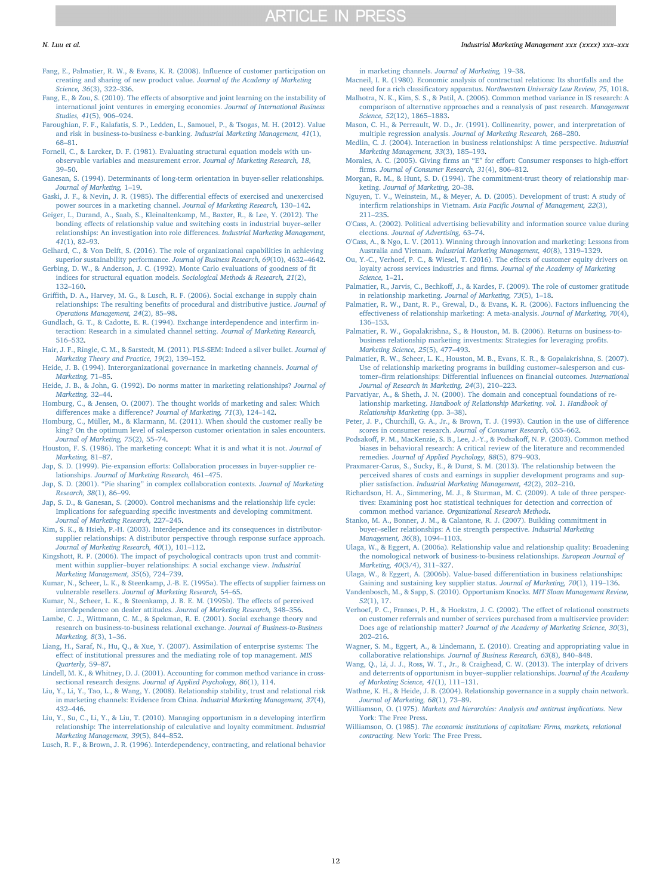Fang, E., Palmatier, R. W., & Evans, K. R. (2008). Influence of customer participation on creating and sharing of new product value. *Journal of the Academy of Marketing Science, 36*(3), 322–336.

Fang, E., & Zou, S. (2010). The effects of absorptive and joint learning on the instability of international joint ventures in emerging economies. *Journal of International Business Studies, 41*(5), 906–924.

Faroughian, F. F., Kalafatis, S. P., Ledden, L., Samouel, P., & Tsogas, M. H. (2012). Value and risk in business-to-business e-banking. *Industrial Marketing Management, 41*(1), 68–81.

Fornell, C., & Larcker, D. F. (1981). Evaluating structural equation models with unobservable variables and measurement error. *Journal of Marketing Research, 18*, 39–50.

Ganesan, S. (1994). Determinants of long-term orientation in buyer-seller relationships. *Journal of Marketing,* 1–19.

Gaski, J. F., & Nevin, J. R. (1985). The differential effects of exercised and unexercised power sources in a marketing channel. *Journal of Marketing Research,* 130–142.

Geiger, I., Durand, A., Saab, S., Kleinaltenkamp, M., Baxter, R., & Lee, Y. (2012). The bonding effects of relationship value and switching costs in industrial buyer–seller relationships: An investigation into role differences. *Industrial Marketing Management, 41*(1), 82–93.

Gelhard, C., & Von Delft, S. (2016). The role of organizational capabilities in achieving superior sustainability performance. *Journal of Business Research, 69*(10), 4632–4642.

Gerbing, D. W., & Anderson, J. C. (1992). Monte Carlo evaluations of goodness of fit indices for structural equation models. *Sociological Methods & Research, 21*(2), 132–160.

Griffith, D. A., Harvey, M. G., & Lusch, R. F. (2006). Social exchange in supply chain relationships: The resulting benefits of procedural and distributive justice. *Journal of Operations Management, 24*(2), 85–98.

Gundlach, G. T., & Cadotte, E. R. (1994). Exchange interdependence and interfirm interaction: Research in a simulated channel setting. *Journal of Marketing Research,* 516–532.

Hair, J. F., Ringle, C. M., & Sarstedt, M. (2011). PLS-SEM: Indeed a silver bullet. *Journal of Marketing Theory and Practice, 19*(2), 139–152.

Heide, J. B. (1994). Interorganizational governance in marketing channels. *Journal of Marketing,* 71–85.

Heide, J. B., & John, G. (1992). Do norms matter in marketing relationships? *Journal of Marketing,* 32–44.

Homburg, C., & Jensen, O. (2007). The thought worlds of marketing and sales: Which differences make a difference? *Journal of Marketing, 71*(3), 124–142.

Homburg, C., Müller, M., & Klarmann, M. (2011). When should the customer really be king? On the optimum level of salesperson customer orientation in sales encounters. *Journal of Marketing, 75*(2), 55–74.

Houston, F. S. (1986). The marketing concept: What it is and what it is not. *Journal of Marketing,* 81–87.

Jap, S. D. (1999). Pie-expansion efforts: Collaboration processes in buyer-supplier relationships. *Journal of Marketing Research,* 461–475.

Jap, S. D. (2001). "Pie sharing" in complex collaboration contexts. *Journal of Marketing Research, 38*(1), 86–99.

Jap, S. D., & Ganesan, S. (2000). Control mechanisms and the relationship life cycle: Implications for safeguarding specific investments and developing commitment. *Journal of Marketing Research,* 227–245.

Kim, S. K., & Hsieh, P.-H. (2003). Interdependence and its consequences in distributor-supplier relationships: A distributor perspective through response surface approach. *Journal of Marketing Research, 40*(1), 101–112.

Kingshott, R. P. (2006). The impact of psychological contracts upon trust and commitment within supplier–buyer relationships: A social exchange view. *Industrial Marketing Management, 35*(6), 724–739.

Kumar, N., Scheer, L. K., & Steenkamp, J.-B. E. (1995a). The effects of supplier fairness on vulnerable resellers. *Journal of Marketing Research,* 54–65.

Kumar, N., Scheer, L. K., & Steenkamp, J. B. E. M. (1995b). The effects of perceived interdependence on dealer attitudes. *Journal of Marketing Research,* 348–356.

Lambe, C. J., Wittmann, C. M., & Spekman, R. E. (2001). Social exchange theory and research on business-to-business relational exchange. *Journal of Business-to-Business Marketing, 8*(3), 1–36.

Liang, H., Saraf, N., Hu, Q., & Xue, Y. (2007). Assimilation of enterprise systems: The effect of institutional pressures and the mediating role of top management. *MIS Quarterly,* 59–87.

Lindell, M. K., & Whitney, D. J. (2001). Accounting for common method variance in cross-sectional research designs. *Journal of Applied Psychology, 86*(1), 114.

Liu, Y., Li, Y., Tao, L., & Wang, Y. (2008). Relationship stability, trust and relational risk in marketing channels: Evidence from China. *Industrial Marketing Management, 37*(4), 432–446.

Liu, Y., Su, C., Li, Y., & Liu, T. (2010). Managing opportunism in a developing interfirm relationship: The interrelationship of calculative and loyalty commitment. *Industrial Marketing Management, 39*(5), 844–852.

Lusch, R. F., & Brown, J. R. (1996). Interdependency, contracting, and relational behavior in marketing channels. *Journal of Marketing,* 19–38.

Macneil, I. R. (1980). Economic analysis of contractual relations: Its shortfalls and the need for a rich classificatory apparatus. *Northwestern University Law Review, 75*, 1018.

Malhotra, N. K., Kim, S. S., & Patil, A. (2006). Common method variance in IS research: A comparison of alternative approaches and a reanalysis of past research. *Management Science, 52*(12), 1865–1883.

Mason, C. H., & Perreault, W. D., Jr. (1991). Collinearity, power, and interpretation of multiple regression analysis. *Journal of Marketing Research,* 268–280.

Medlin, C. J. (2004). Interaction in business relationships: A time perspective. *Industrial Marketing Management, 33*(3), 185–193.

Morales, A. C. (2005). Giving firms an "E" for effort: Consumer responses to high-effort firms. *Journal of Consumer Research, 31*(4), 806–812.

Morgan, R. M., & Hunt, S. D. (1994). The commitment-trust theory of relationship marketing. *Journal of Marketing,* 20–38.

Nguyen, T. V., Weinstein, M., & Meyer, A. D. (2005). Development of trust: A study of interfirm relationships in Vietnam. *Asia Pacific Journal of Management, 22*(3), 211–235.

O'Cass, A. (2002). Political advertising believability and information source value during elections. *Journal of Advertising,* 63–74.

O'Cass, A., & Ngo, L. V. (2011). Winning through innovation and marketing: Lessons from Australia and Vietnam. *Industrial Marketing Management, 40*(8), 1319–1329.

Ou, Y.-C., Verhoef, P. C., & Wiesel, T. (2016). The effects of customer equity drivers on loyalty across services industries and firms. *Journal of the Academy of Marketing Science,* 1–21.

Palmatier, R., Jarvis, C., Bechkoff, J., & Kardes, F. (2009). The role of customer gratitude in relationship marketing. *Journal of Marketing, 73*(5), 1–18.

Palmatier, R. W., Dant, R. P., Grewal, D., & Evans, K. R. (2006). Factors influencing the effectiveness of relationship marketing: A meta-analysis. *Journal of Marketing, 70*(4), 136–153.

Palmatier, R. W., Gopalakrishna, S., & Houston, M. B. (2006). Returns on business-to-business relationship marketing investments: Strategies for leveraging profits. *Marketing Science, 25*(5), 477–493.

Palmatier, R. W., Scheer, L. K., Houston, M. B., Evans, K. R., & Gopalakrishna, S. (2007). Use of relationship marketing programs in building customer–salesperson and customer–firm relationships: Differential influences on financial outcomes. *International Journal of Research in Marketing, 24*(3), 210–223.

Parvatiyar, A., & Sheth, J. N. (2000). The domain and conceptual foundations of relationship marketing. *Handbook of Relationship Marketing. vol. 1. Handbook of Relationship Marketing* (pp. 3–38).

Peter, J. P., Churchill, G. A., Jr., & Brown, T. J. (1993). Caution in the use of difference scores in consumer research. *Journal of Consumer Research,* 655–662.

Podsakoff, P. M., MacKenzie, S. B., Lee, J.-Y., & Podsakoff, N. P. (2003). Common method biases in behavioral research: A critical review of the literature and recommended remedies. *Journal of Applied Psychology, 88*(5), 879–903.

Praxmarer-Carus, S., Sucky, E., & Durst, S. M. (2013). The relationship between the perceived shares of costs and earnings in supplier development programs and supplier satisfaction. *Industrial Marketing Management, 42*(2), 202–210.

Richardson, H. A., Simmering, M. J., & Sturman, M. C. (2009). A tale of three perspectives: Examining post hoc statistical techniques for detection and correction of common method variance. *Organizational Research Methods*.

Stanko, M. A., Bonner, J. M., & Calantone, R. J. (2007). Building commitment in buyer–seller relationships: A tie strength perspective. *Industrial Marketing Management, 36*(8), 1094–1103.

Ulaga, W., & Eggert, A. (2006a). Relationship value and relationship quality: Broadening the nomological network of business-to-business relationships. *European Journal of Marketing, 40*(3/4), 311–327.

Ulaga, W., & Eggert, A. (2006b). Value-based differentiation in business relationships: Gaining and sustaining key supplier status. *Journal of Marketing, 70*(1), 119–136.

Vandenbosch, M., & Sapp, S. (2010). Opportunism Knocks. *MIT Sloan Management Review, 52*(1), 17.

Verhoef, P. C., Franses, P. H., & Hoekstra, J. C. (2002). The effect of relational constructs on customer referrals and number of services purchased from a multiservice provider: Does age of relationship matter? *Journal of the Academy of Marketing Science, 30*(3), 202–216.

Wagner, S. M., Eggert, A., & Lindemann, E. (2010). Creating and appropriating value in collaborative relationships. *Journal of Business Research, 63*(8), 840–848.

Wang, Q., Li, J. J., Ross, W. T., Jr., & Craighead, C. W. (2013). The interplay of drivers and deterrents of opportunism in buyer–supplier relationships. *Journal of the Academy of Marketing Science, 41*(1), 111–131.

Wathne, K. H., & Heide, J. B. (2004). Relationship governance in a supply chain network. *Journal of Marketing, 68*(1), 73–89.

Williamson, O. (1975). *Markets and hierarchies: Analysis and antitrust implications.* New York: The Free Press.

Williamson, O. (1985). *The economic institutions of capitalism: Firms, markets, relational contracting.* New York: The Free Press.